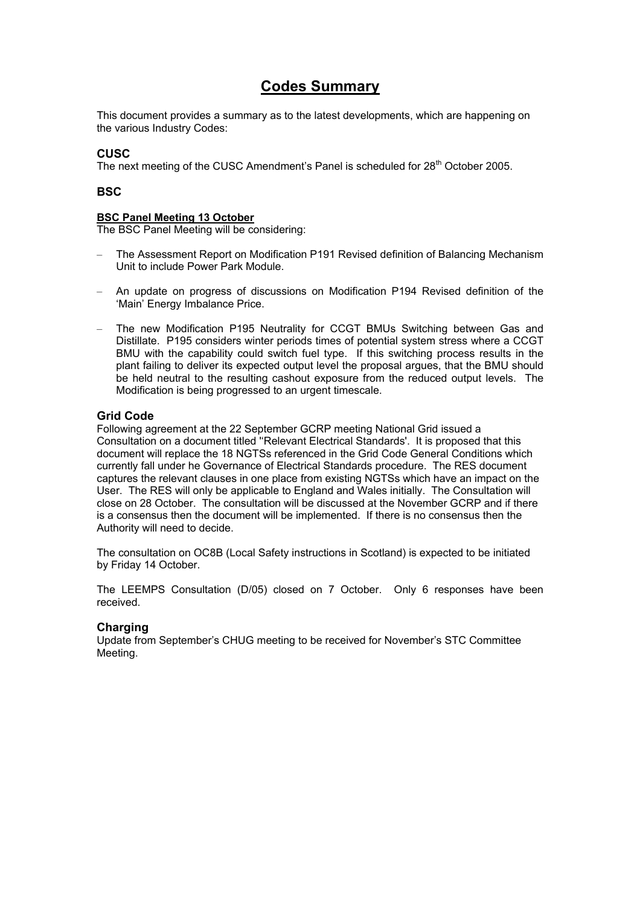# Codes Summary

This document provides a summary as to the latest developments, which are happening on the various Industry Codes:

## CUSC

The next meeting of the CUSC Amendment's Panel is scheduled for 28th October 2005.

## BSC

**BSC Panel Meeting 13 October**

The BSC Panel Meeting will be considering:

- The Assessment Report on Modification P191 Revised definition of Balancing Mechanism Unit to include Power Park Module.
- An update on progress of discussions on Modification P194 Revised definition of the 'Main' Energy Imbalance Price.
- The new Modification P195 Neutrality for CCGT BMUs Switching between Gas and Distillate. P195 considers winter periods times of potential system stress where a CCGT BMU with the capability could switch fuel type. If this switching process results in the plant failing to deliver its expected output level the proposal argues, that the BMU should be held neutral to the resulting cashout exposure from the reduced output levels. The Modification is being progressed to an urgent timescale.

## Grid Code

Following agreement at the 22 September GCRP meeting National Grid issued a Consultation on a document titled ''Relevant Electrical Standards'. It is proposed that this document will replace the 18 NGTSs referenced in the Grid Code General Conditions which currently fall under he Governance of Electrical Standards procedure. The RES document captures the relevant clauses in one place from existing NGTSs which have an impact on the User. The RES will only be applicable to England and Wales initially. The Consultation will close on 28 October. The consultation will be discussed at the November GCRP and if there is a consensus then the document will be implemented. If there is no consensus then the Authority will need to decide.

The consultation on OC8B (Local Safety instructions in Scotland) is expected to be initiated by Friday 14 October.

The LEEMPS Consultation (D/05) closed on 7 October. Only 6 responses have been received.

## Charging

Update from September's CHUG meeting to be received for November's STC Committee Meeting.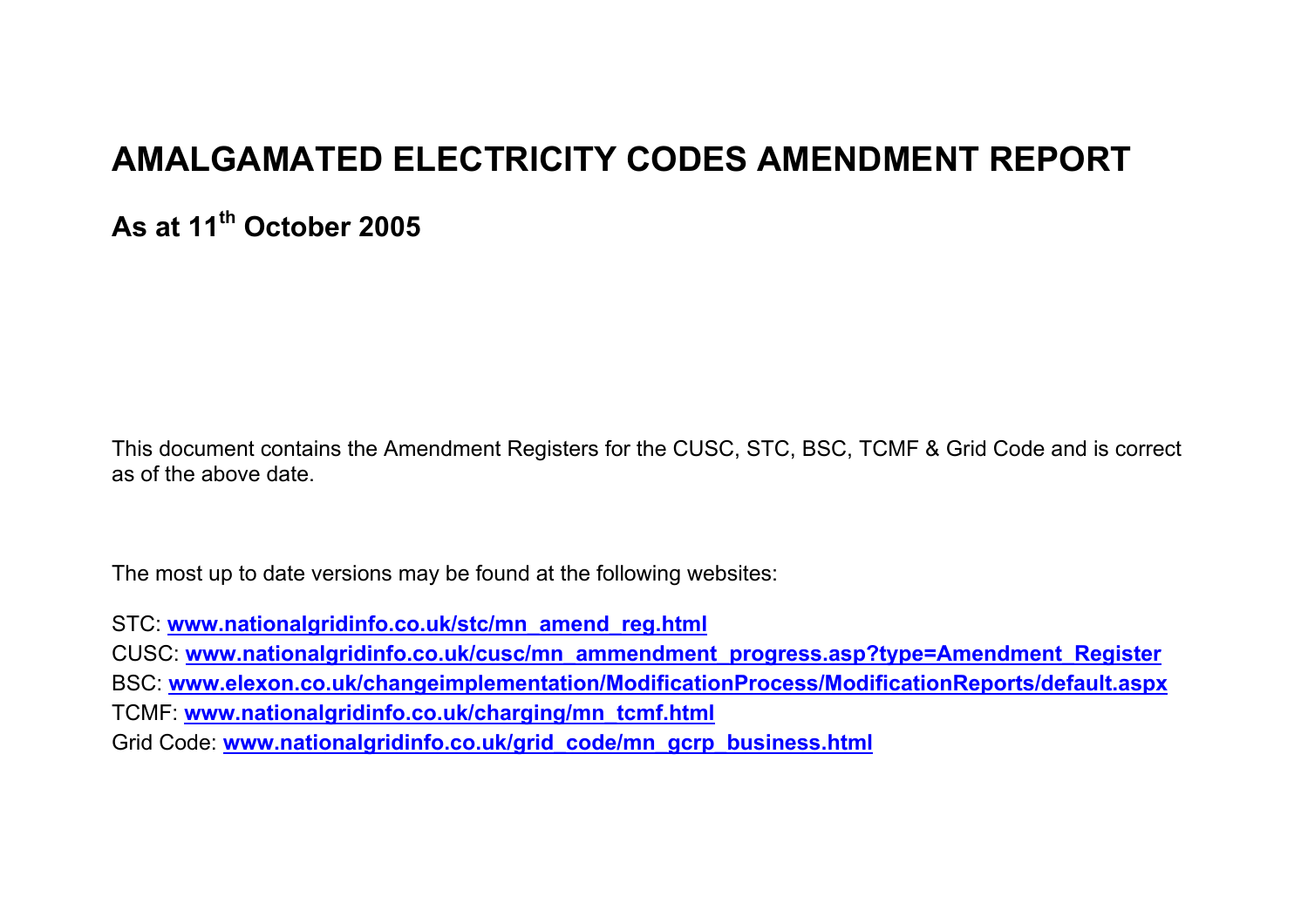# AMALGAMATED ELECTRICITY CODES AMENDMENT REPORT

## As at 11th October 2005

This document contains the Amendment Registers for the CUSC, STC, BSC, TCMF & Grid Code and is correct as of the above date.

The most up to date versions may be found at the following websites:

STC: **www.nationalgridinfo.co.uk/stc/mn_amend_reg.html**
CUSC: **www.nationalgridinfo.co.uk/cusc/mn_ammendment_progress.asp?type=Amendment_Register**
BSC: **www.elexon.co.uk/changeimplementation/ModificationProcess/ModificationReports/default.aspx**
TCMF: **www.nationalgridinfo.co.uk/charging/mn_tcmf.html**
Grid Code: **www.nationalgridinfo.co.uk/grid_code/mn_gcrp_business.html**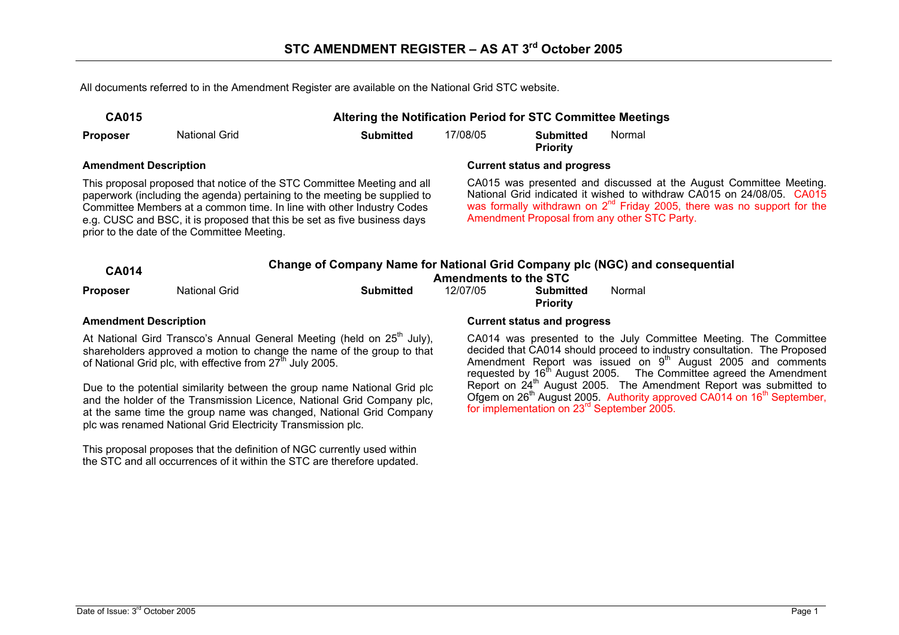# STC AMENDMENT REGISTER – AS AT 3rd October 2005

All documents referred to in the Amendment Register are available on the National Grid STC website.

## CA015 — Altering the Notification Period for STC Committee Meetings

| **Proposer** | National Grid | **Submitted** | 17/08/05 | **Submitted Priority** | Normal |
|---|---|---|---|---|---|

**Amendment Description**

This proposal proposed that notice of the STC Committee Meeting and all paperwork (including the agenda) pertaining to the meeting be supplied to Committee Members at a common time. In line with other Industry Codes e.g. CUSC and BSC, it is proposed that this be set as five business days prior to the date of the Committee Meeting.

**Current status and progress**

CA015 was presented and discussed at the August Committee Meeting. National Grid indicated it wished to withdraw CA015 on 24/08/05. CA015 was formally withdrawn on 2nd Friday 2005, there was no support for the Amendment Proposal from any other STC Party.

## CA014 — Change of Company Name for National Grid Company plc (NGC) and consequential Amendments to the STC

| **Proposer** | National Grid | **Submitted** | 12/07/05 | **Submitted Priority** | Normal |
|---|---|---|---|---|---|

**Amendment Description**

At National Gird Transco's Annual General Meeting (held on 25th July), shareholders approved a motion to change the name of the group to that of National Grid plc, with effective from 27th July 2005.

Due to the potential similarity between the group name National Grid plc and the holder of the Transmission Licence, National Grid Company plc, at the same time the group name was changed, National Grid Company plc was renamed National Grid Electricity Transmission plc.

This proposal proposes that the definition of NGC currently used within the STC and all occurrences of it within the STC are therefore updated.

**Current status and progress**

CA014 was presented to the July Committee Meeting. The Committee decided that CA014 should proceed to industry consultation. The Proposed Amendment Report was issued on 9th August 2005 and comments requested by 16th August 2005. The Committee agreed the Amendment Report on 24th August 2005. The Amendment Report was submitted to Ofgem on 26th August 2005. Authority approved CA014 on 16th September, for implementation on 23rd September 2005.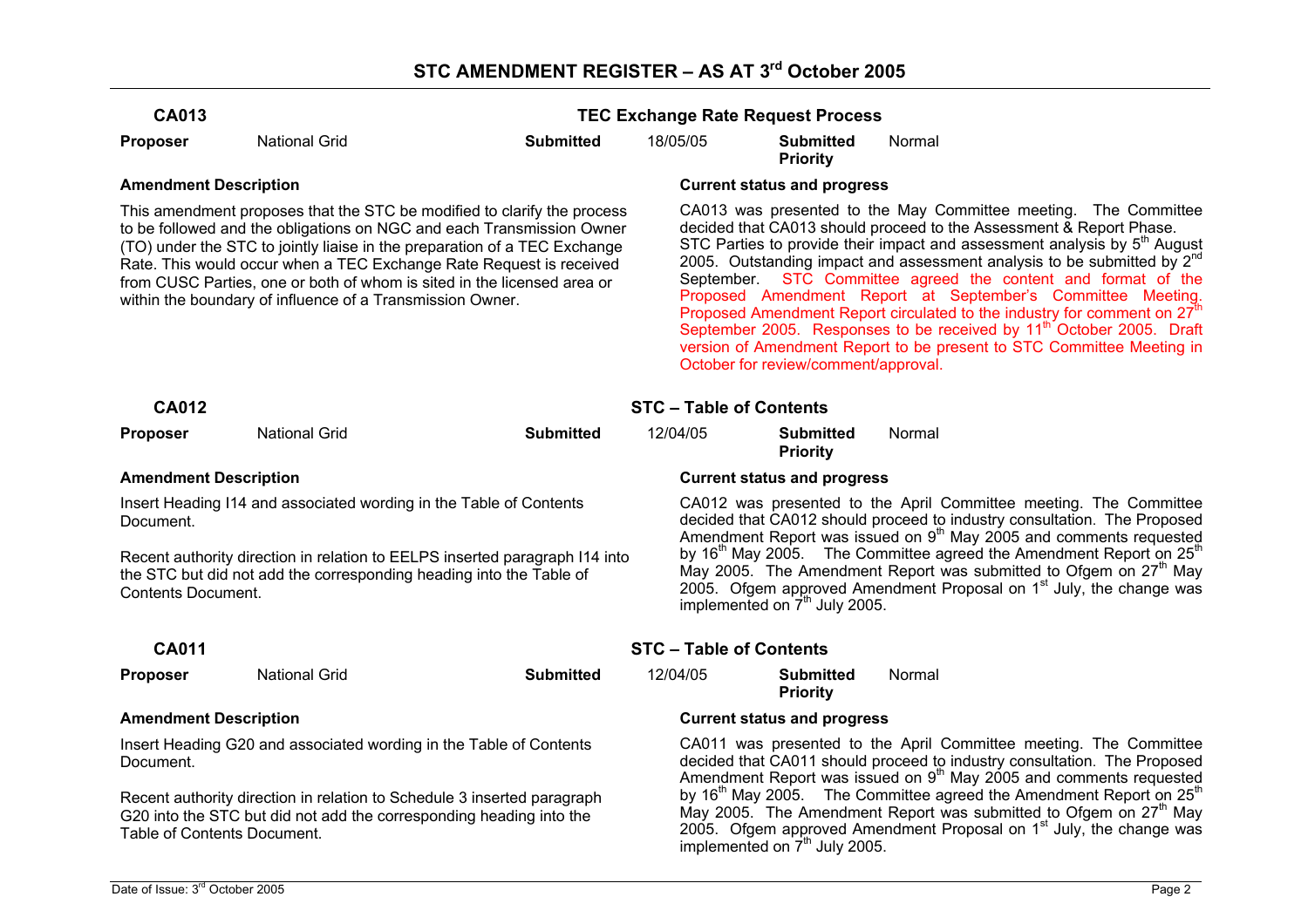# STC AMENDMENT REGISTER – AS AT 3rd October 2005

## CA013 — TEC Exchange Rate Request Process

**Proposer** National Grid **Submitted** 18/05/05 **Submitted Priority** Normal

**Amendment Description**

This amendment proposes that the STC be modified to clarify the process to be followed and the obligations on NGC and each Transmission Owner (TO) under the STC to jointly liaise in the preparation of a TEC Exchange Rate. This would occur when a TEC Exchange Rate Request is received from CUSC Parties, one or both of whom is sited in the licensed area or within the boundary of influence of a Transmission Owner.

**Current status and progress**

CA013 was presented to the May Committee meeting. The Committee decided that CA013 should proceed to the Assessment & Report Phase. STC Parties to provide their impact and assessment analysis by 5th August 2005. Outstanding impact and assessment analysis to be submitted by 2nd September. STC Committee agreed the content and format of the Proposed Amendment Report at September's Committee Meeting. Proposed Amendment Report circulated to the industry for comment on 27th September 2005. Responses to be received by 11th October 2005. Draft version of Amendment Report to be present to STC Committee Meeting in October for review/comment/approval.

## CA012 — STC – Table of Contents

**Proposer** National Grid **Submitted** 12/04/05 **Submitted Priority** Normal

**Amendment Description**

Insert Heading I14 and associated wording in the Table of Contents Document.

Recent authority direction in relation to EELPS inserted paragraph I14 into the STC but did not add the corresponding heading into the Table of Contents Document.

**Current status and progress**

CA012 was presented to the April Committee meeting. The Committee decided that CA012 should proceed to industry consultation. The Proposed Amendment Report was issued on 9th May 2005 and comments requested by 16th May 2005. The Committee agreed the Amendment Report on 25th May 2005. The Amendment Report was submitted to Ofgem on 27th May 2005. Ofgem approved Amendment Proposal on 1st July, the change was implemented on 7th July 2005.

## CA011 — STC – Table of Contents

**Proposer** National Grid **Submitted** 12/04/05 **Submitted Priority** Normal

**Amendment Description**

Insert Heading G20 and associated wording in the Table of Contents Document.

Recent authority direction in relation to Schedule 3 inserted paragraph G20 into the STC but did not add the corresponding heading into the Table of Contents Document.

**Current status and progress**

CA011 was presented to the April Committee meeting. The Committee decided that CA011 should proceed to industry consultation. The Proposed Amendment Report was issued on 9th May 2005 and comments requested by 16th May 2005. The Committee agreed the Amendment Report on 25th May 2005. The Amendment Report was submitted to Ofgem on 27th May 2005. Ofgem approved Amendment Proposal on 1st July, the change was implemented on 7th July 2005.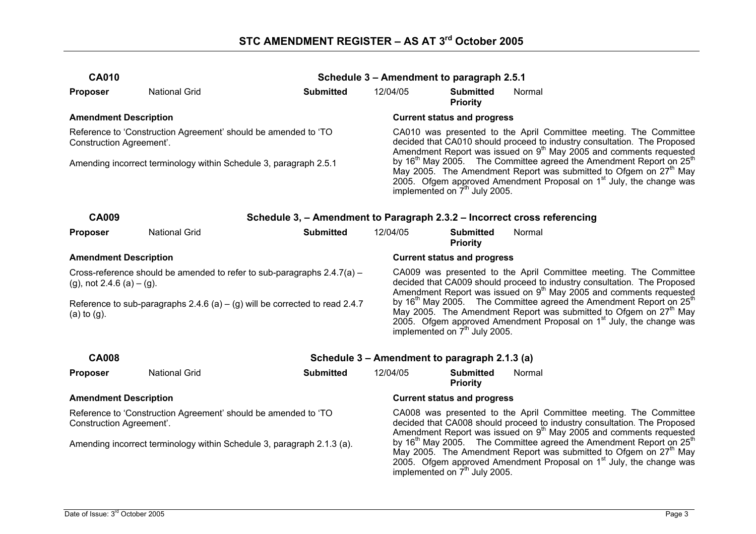# STC AMENDMENT REGISTER – AS AT 3rd October 2005

## CA010 — Schedule 3 – Amendment to paragraph 2.5.1

| **Proposer** | National Grid | **Submitted** | 12/04/05 | **Submitted Priority** | Normal |
|---|---|---|---|---|---|

**Amendment Description**

Reference to 'Construction Agreement' should be amended to 'TO Construction Agreement'.

Amending incorrect terminology within Schedule 3, paragraph 2.5.1

**Current status and progress**

CA010 was presented to the April Committee meeting. The Committee decided that CA010 should proceed to industry consultation. The Proposed Amendment Report was issued on 9th May 2005 and comments requested by 16th May 2005. The Committee agreed the Amendment Report on 25th May 2005. The Amendment Report was submitted to Ofgem on 27th May 2005. Ofgem approved Amendment Proposal on 1st July, the change was implemented on 7th July 2005.

## CA009 — Schedule 3, – Amendment to Paragraph 2.3.2 – Incorrect cross referencing

| **Proposer** | National Grid | **Submitted** | 12/04/05 | **Submitted Priority** | Normal |
|---|---|---|---|---|---|

**Amendment Description**

Cross-reference should be amended to refer to sub-paragraphs 2.4.7(a) – (g), not 2.4.6 (a) – (g).

Reference to sub-paragraphs 2.4.6 (a) – (g) will be corrected to read 2.4.7 (a) to (g).

**Current status and progress**

CA009 was presented to the April Committee meeting. The Committee decided that CA009 should proceed to industry consultation. The Proposed Amendment Report was issued on 9th May 2005 and comments requested by 16th May 2005. The Committee agreed the Amendment Report on 25th May 2005. The Amendment Report was submitted to Ofgem on 27th May 2005. Ofgem approved Amendment Proposal on 1st July, the change was implemented on 7th July 2005.

## CA008 — Schedule 3 – Amendment to paragraph 2.1.3 (a)

| **Proposer** | National Grid | **Submitted** | 12/04/05 | **Submitted Priority** | Normal |
|---|---|---|---|---|---|

**Amendment Description**

Reference to 'Construction Agreement' should be amended to 'TO Construction Agreement'.

Amending incorrect terminology within Schedule 3, paragraph 2.1.3 (a).

**Current status and progress**

CA008 was presented to the April Committee meeting. The Committee decided that CA008 should proceed to industry consultation. The Proposed Amendment Report was issued on 9th May 2005 and comments requested by 16th May 2005. The Committee agreed the Amendment Report on 25th May 2005. The Amendment Report was submitted to Ofgem on 27th May 2005. Ofgem approved Amendment Proposal on 1st July, the change was implemented on 7th July 2005.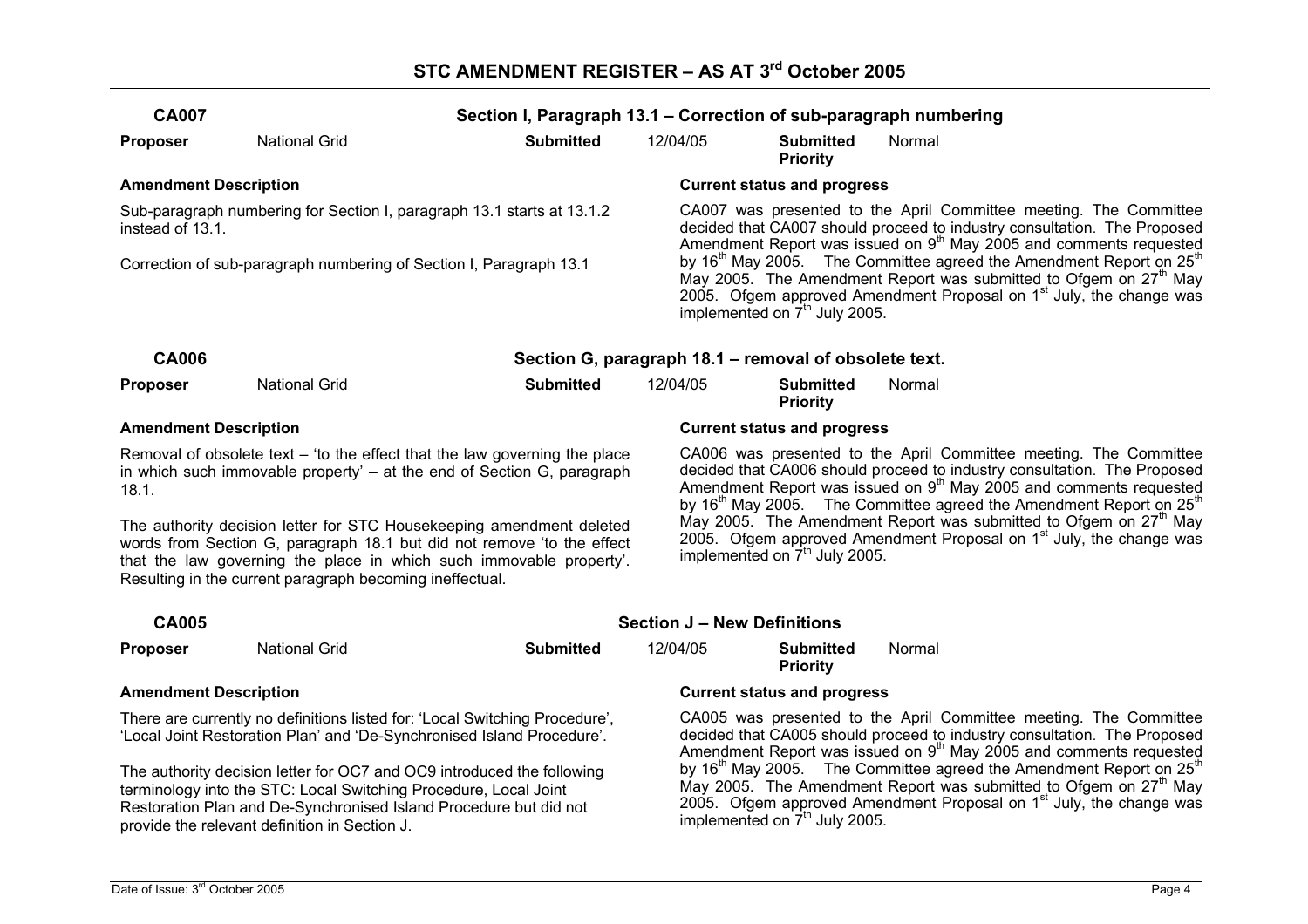# STC AMENDMENT REGISTER – AS AT 3rd October 2005

## CA007 — Section I, Paragraph 13.1 – Correction of sub-paragraph numbering

| **Proposer** | National Grid | **Submitted** | 12/04/05 | **Submitted Priority** | Normal |
|---|---|---|---|---|---|

**Amendment Description**

Sub-paragraph numbering for Section I, paragraph 13.1 starts at 13.1.2 instead of 13.1.

Correction of sub-paragraph numbering of Section I, Paragraph 13.1

**Current status and progress**

CA007 was presented to the April Committee meeting. The Committee decided that CA007 should proceed to industry consultation. The Proposed Amendment Report was issued on 9th May 2005 and comments requested by 16th May 2005. The Committee agreed the Amendment Report on 25th May 2005. The Amendment Report was submitted to Ofgem on 27th May 2005. Ofgem approved Amendment Proposal on 1st July, the change was implemented on 7th July 2005.

## CA006 — Section G, paragraph 18.1 – removal of obsolete text.

| **Proposer** | National Grid | **Submitted** | 12/04/05 | **Submitted Priority** | Normal |
|---|---|---|---|---|---|

**Amendment Description**

Removal of obsolete text – 'to the effect that the law governing the place in which such immovable property' – at the end of Section G, paragraph 18.1.

The authority decision letter for STC Housekeeping amendment deleted words from Section G, paragraph 18.1 but did not remove 'to the effect that the law governing the place in which such immovable property'. Resulting in the current paragraph becoming ineffectual.

**Current status and progress**

CA006 was presented to the April Committee meeting. The Committee decided that CA006 should proceed to industry consultation. The Proposed Amendment Report was issued on 9th May 2005 and comments requested by 16th May 2005. The Committee agreed the Amendment Report on 25th May 2005. The Amendment Report was submitted to Ofgem on 27th May 2005. Ofgem approved Amendment Proposal on 1st July, the change was implemented on 7th July 2005.

## CA005 — Section J – New Definitions

| **Proposer** | National Grid | **Submitted** | 12/04/05 | **Submitted Priority** | Normal |
|---|---|---|---|---|---|

**Amendment Description**

There are currently no definitions listed for: 'Local Switching Procedure', 'Local Joint Restoration Plan' and 'De-Synchronised Island Procedure'.

The authority decision letter for OC7 and OC9 introduced the following terminology into the STC: Local Switching Procedure, Local Joint Restoration Plan and De-Synchronised Island Procedure but did not provide the relevant definition in Section J.

**Current status and progress**

CA005 was presented to the April Committee meeting. The Committee decided that CA005 should proceed to industry consultation. The Proposed Amendment Report was issued on 9th May 2005 and comments requested by 16th May 2005. The Committee agreed the Amendment Report on 25th May 2005. The Amendment Report was submitted to Ofgem on 27th May 2005. Ofgem approved Amendment Proposal on 1st July, the change was implemented on 7th July 2005.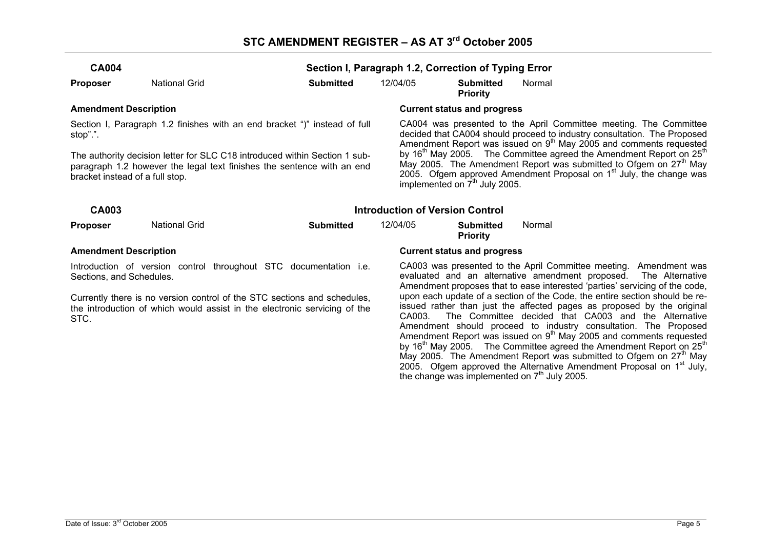# STC AMENDMENT REGISTER – AS AT 3rd October 2005

## CA004 — Section I, Paragraph 1.2, Correction of Typing Error

| **Proposer** | National Grid | **Submitted** | 12/04/05 | **Submitted Priority** | Normal |
|---|---|---|---|---|---|

**Amendment Description**

Section I, Paragraph 1.2 finishes with an end bracket ")" instead of full stop".".

The authority decision letter for SLC C18 introduced within Section 1 sub-paragraph 1.2 however the legal text finishes the sentence with an end bracket instead of a full stop.

**Current status and progress**

CA004 was presented to the April Committee meeting. The Committee decided that CA004 should proceed to industry consultation. The Proposed Amendment Report was issued on 9th May 2005 and comments requested by 16th May 2005. The Committee agreed the Amendment Report on 25th May 2005. The Amendment Report was submitted to Ofgem on 27th May 2005. Ofgem approved Amendment Proposal on 1st July, the change was implemented on 7th July 2005.

## CA003 — Introduction of Version Control

| **Proposer** | National Grid | **Submitted** | 12/04/05 | **Submitted Priority** | Normal |
|---|---|---|---|---|---|

**Amendment Description**

Introduction of version control throughout STC documentation i.e. Sections, and Schedules.

Currently there is no version control of the STC sections and schedules, the introduction of which would assist in the electronic servicing of the STC.

**Current status and progress**

CA003 was presented to the April Committee meeting. Amendment was evaluated and an alternative amendment proposed. The Alternative Amendment proposes that to ease interested 'parties' servicing of the code, upon each update of a section of the Code, the entire section should be re-issued rather than just the affected pages as proposed by the original CA003. The Committee decided that CA003 and the Alternative Amendment should proceed to industry consultation. The Proposed Amendment Report was issued on 9th May 2005 and comments requested by 16th May 2005. The Committee agreed the Amendment Report on 25th May 2005. The Amendment Report was submitted to Ofgem on 27th May 2005. Ofgem approved the Alternative Amendment Proposal on 1st July, the change was implemented on 7th July 2005.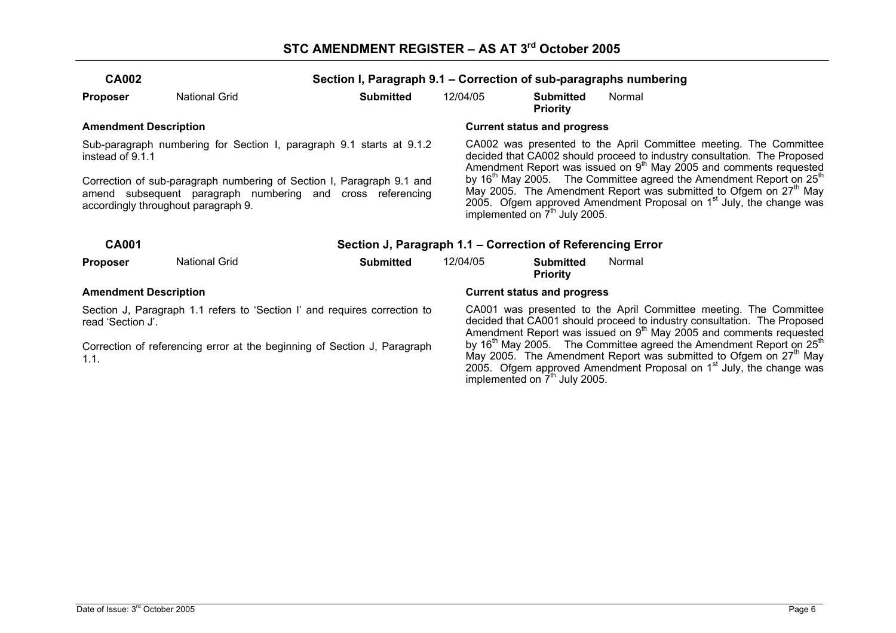# STC AMENDMENT REGISTER – AS AT 3rd October 2005

**CA002** **Section I, Paragraph 9.1 – Correction of sub-paragraphs numbering**

| **Proposer** | National Grid | **Submitted** | 12/04/05 | **Submitted Priority** | Normal |
|---|---|---|---|---|---|

**Amendment Description**

Sub-paragraph numbering for Section I, paragraph 9.1 starts at 9.1.2 instead of 9.1.1

Correction of sub-paragraph numbering of Section I, Paragraph 9.1 and amend subsequent paragraph numbering and cross referencing accordingly throughout paragraph 9.

**Current status and progress**

CA002 was presented to the April Committee meeting. The Committee decided that CA002 should proceed to industry consultation. The Proposed Amendment Report was issued on 9th May 2005 and comments requested by 16th May 2005. The Committee agreed the Amendment Report on 25th May 2005. The Amendment Report was submitted to Ofgem on 27th May 2005. Ofgem approved Amendment Proposal on 1st July, the change was implemented on 7th July 2005.

**CA001** **Section J, Paragraph 1.1 – Correction of Referencing Error**

| **Proposer** | National Grid | **Submitted** | 12/04/05 | **Submitted Priority** | Normal |
|---|---|---|---|---|---|

**Amendment Description**

Section J, Paragraph 1.1 refers to 'Section I' and requires correction to read 'Section J'.

Correction of referencing error at the beginning of Section J, Paragraph 1.1.

**Current status and progress**

CA001 was presented to the April Committee meeting. The Committee decided that CA001 should proceed to industry consultation. The Proposed Amendment Report was issued on 9th May 2005 and comments requested by 16th May 2005. The Committee agreed the Amendment Report on 25th May 2005. The Amendment Report was submitted to Ofgem on 27th May 2005. Ofgem approved Amendment Proposal on 1st July, the change was implemented on 7th July 2005.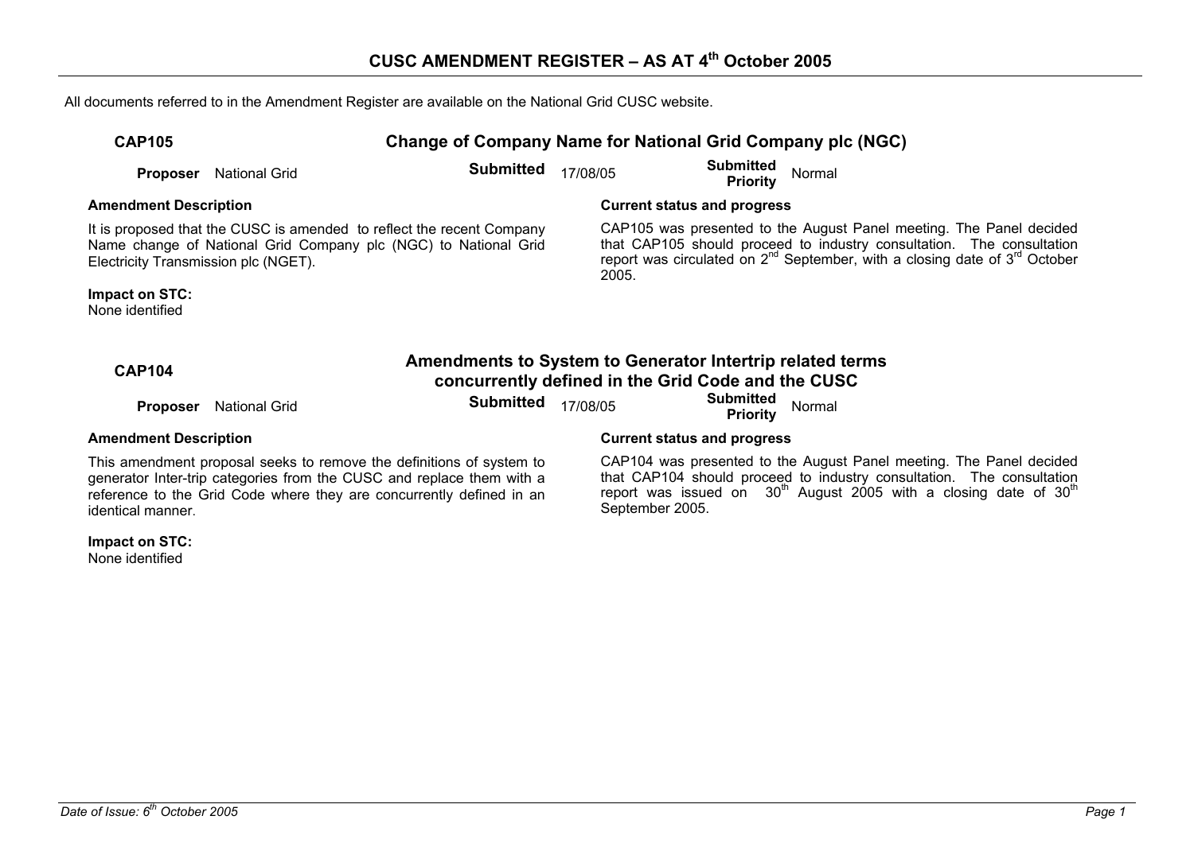# CUSC AMENDMENT REGISTER – AS AT 4th October 2005

All documents referred to in the Amendment Register are available on the National Grid CUSC website.

## CAP105 — Change of Company Name for National Grid Company plc (NGC)

**Proposer** National Grid **Submitted** 17/08/05 **Submitted Priority** Normal

**Amendment Description**

It is proposed that the CUSC is amended to reflect the recent Company Name change of National Grid Company plc (NGC) to National Grid Electricity Transmission plc (NGET).

**Impact on STC:**
None identified

**Current status and progress**

CAP105 was presented to the August Panel meeting. The Panel decided that CAP105 should proceed to industry consultation. The consultation report was circulated on 2nd September, with a closing date of 3rd October 2005.

## CAP104 — Amendments to System to Generator Intertrip related terms concurrently defined in the Grid Code and the CUSC

**Proposer** National Grid **Submitted** 17/08/05 **Submitted Priority** Normal

**Amendment Description**

This amendment proposal seeks to remove the definitions of system to generator Inter-trip categories from the CUSC and replace them with a reference to the Grid Code where they are concurrently defined in an identical manner.

**Impact on STC:**
None identified

**Current status and progress**

CAP104 was presented to the August Panel meeting. The Panel decided that CAP104 should proceed to industry consultation. The consultation report was issued on 30th August 2005 with a closing date of 30th September 2005.

*Date of Issue: 6th October 2005*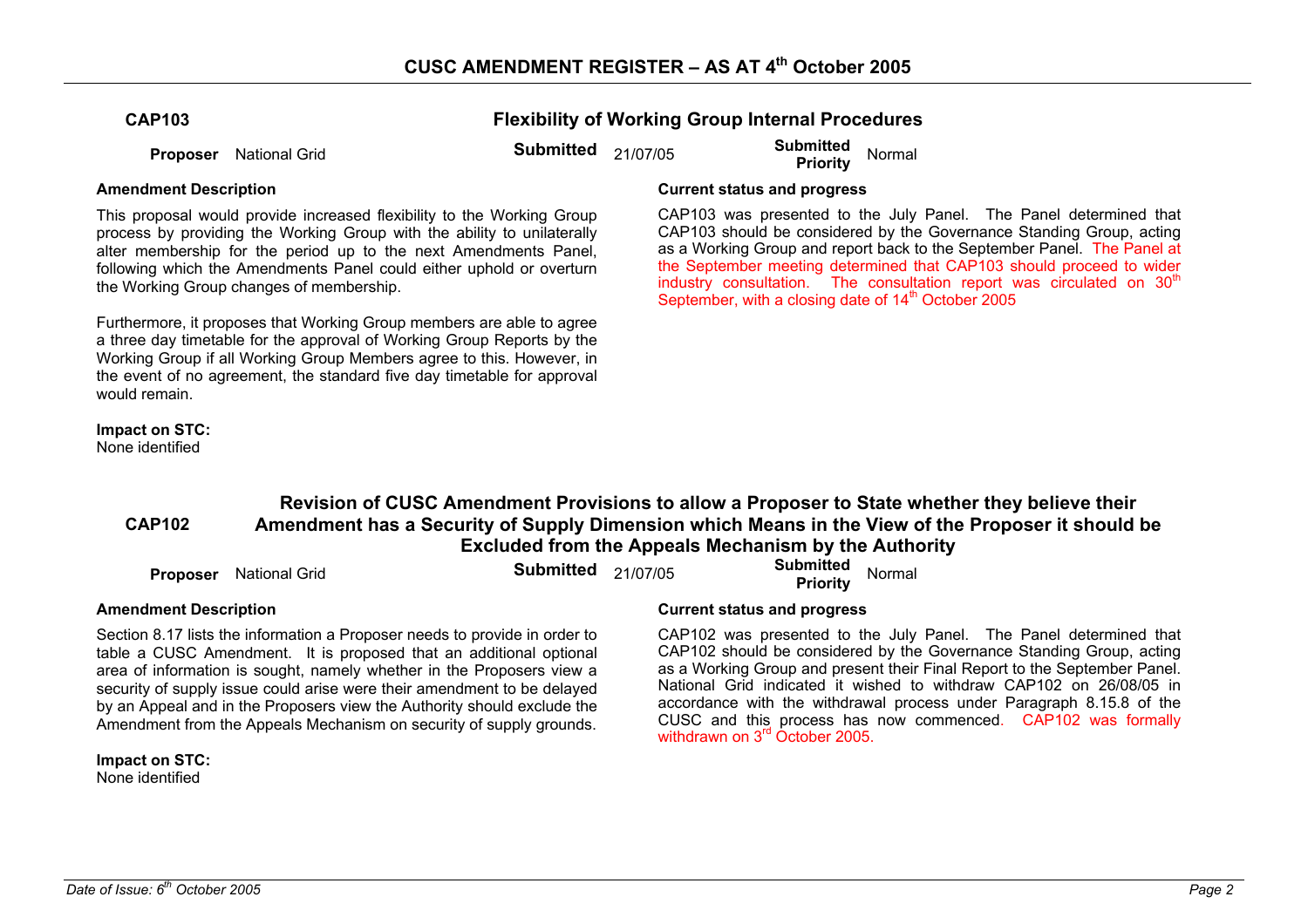# CUSC AMENDMENT REGISTER – AS AT 4th October 2005

## CAP103 — Flexibility of Working Group Internal Procedures

**Proposer** National Grid | **Submitted** 21/07/05 | **Submitted Priority** Normal

**Amendment Description**

This proposal would provide increased flexibility to the Working Group process by providing the Working Group with the ability to unilaterally alter membership for the period up to the next Amendments Panel, following which the Amendments Panel could either uphold or overturn the Working Group changes of membership.

Furthermore, it proposes that Working Group members are able to agree a three day timetable for the approval of Working Group Reports by the Working Group if all Working Group Members agree to this. However, in the event of no agreement, the standard five day timetable for approval would remain.

**Impact on STC:**
None identified

**Current status and progress**

CAP103 was presented to the July Panel. The Panel determined that CAP103 should be considered by the Governance Standing Group, acting as a Working Group and report back to the September Panel. The Panel at the September meeting determined that CAP103 should proceed to wider industry consultation. The consultation report was circulated on 30th September, with a closing date of 14th October 2005

## CAP102 — Revision of CUSC Amendment Provisions to allow a Proposer to State whether they believe their Amendment has a Security of Supply Dimension which Means in the View of the Proposer it should be Excluded from the Appeals Mechanism by the Authority

**Proposer** National Grid | **Submitted** 21/07/05 | **Submitted Priority** Normal

**Amendment Description**

Section 8.17 lists the information a Proposer needs to provide in order to table a CUSC Amendment. It is proposed that an additional optional area of information is sought, namely whether in the Proposers view a security of supply issue could arise were their amendment to be delayed by an Appeal and in the Proposers view the Authority should exclude the Amendment from the Appeals Mechanism on security of supply grounds.

**Impact on STC:**
None identified

**Current status and progress**

CAP102 was presented to the July Panel. The Panel determined that CAP102 should be considered by the Governance Standing Group, acting as a Working Group and present their Final Report to the September Panel. National Grid indicated it wished to withdraw CAP102 on 26/08/05 in accordance with the withdrawal process under Paragraph 8.15.8 of the CUSC and this process has now commenced. CAP102 was formally withdrawn on 3rd October 2005.

*Date of Issue: 6th October 2005*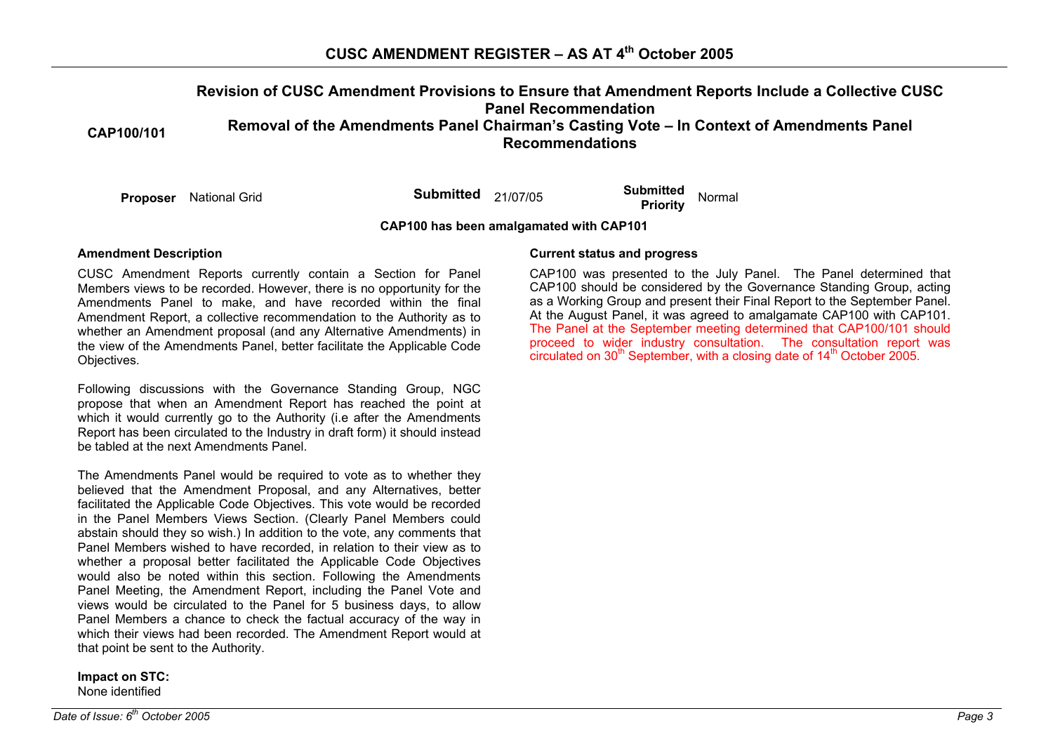## CAP100/101

### Revision of CUSC Amendment Provisions to Ensure that Amendment Reports Include a Collective CUSC Panel Recommendation

### Removal of the Amendments Panel Chairman's Casting Vote – In Context of Amendments Panel Recommendations

**Proposer** National Grid **Submitted** 21/07/05 **Submitted Priority** Normal

**CAP100 has been amalgamated with CAP101**

**Amendment Description**

CUSC Amendment Reports currently contain a Section for Panel Members views to be recorded. However, there is no opportunity for the Amendments Panel to make, and have recorded within the final Amendment Report, a collective recommendation to the Authority as to whether an Amendment proposal (and any Alternative Amendments) in the view of the Amendments Panel, better facilitate the Applicable Code Objectives.

Following discussions with the Governance Standing Group, NGC propose that when an Amendment Report has reached the point at which it would currently go to the Authority (i.e after the Amendments Report has been circulated to the Industry in draft form) it should instead be tabled at the next Amendments Panel.

The Amendments Panel would be required to vote as to whether they believed that the Amendment Proposal, and any Alternatives, better facilitated the Applicable Code Objectives. This vote would be recorded in the Panel Members Views Section. (Clearly Panel Members could abstain should they so wish.) In addition to the vote, any comments that Panel Members wished to have recorded, in relation to their view as to whether a proposal better facilitated the Applicable Code Objectives would also be noted within this section. Following the Amendments Panel Meeting, the Amendment Report, including the Panel Vote and views would be circulated to the Panel for 5 business days, to allow Panel Members a chance to check the factual accuracy of the way in which their views had been recorded. The Amendment Report would at that point be sent to the Authority.

**Impact on STC:**
None identified

**Current status and progress**

CAP100 was presented to the July Panel. The Panel determined that CAP100 should be considered by the Governance Standing Group, acting as a Working Group and present their Final Report to the September Panel. At the August Panel, it was agreed to amalgamate CAP100 with CAP101. The Panel at the September meeting determined that CAP100/101 should proceed to wider industry consultation. The consultation report was circulated on 30th September, with a closing date of 14th October 2005.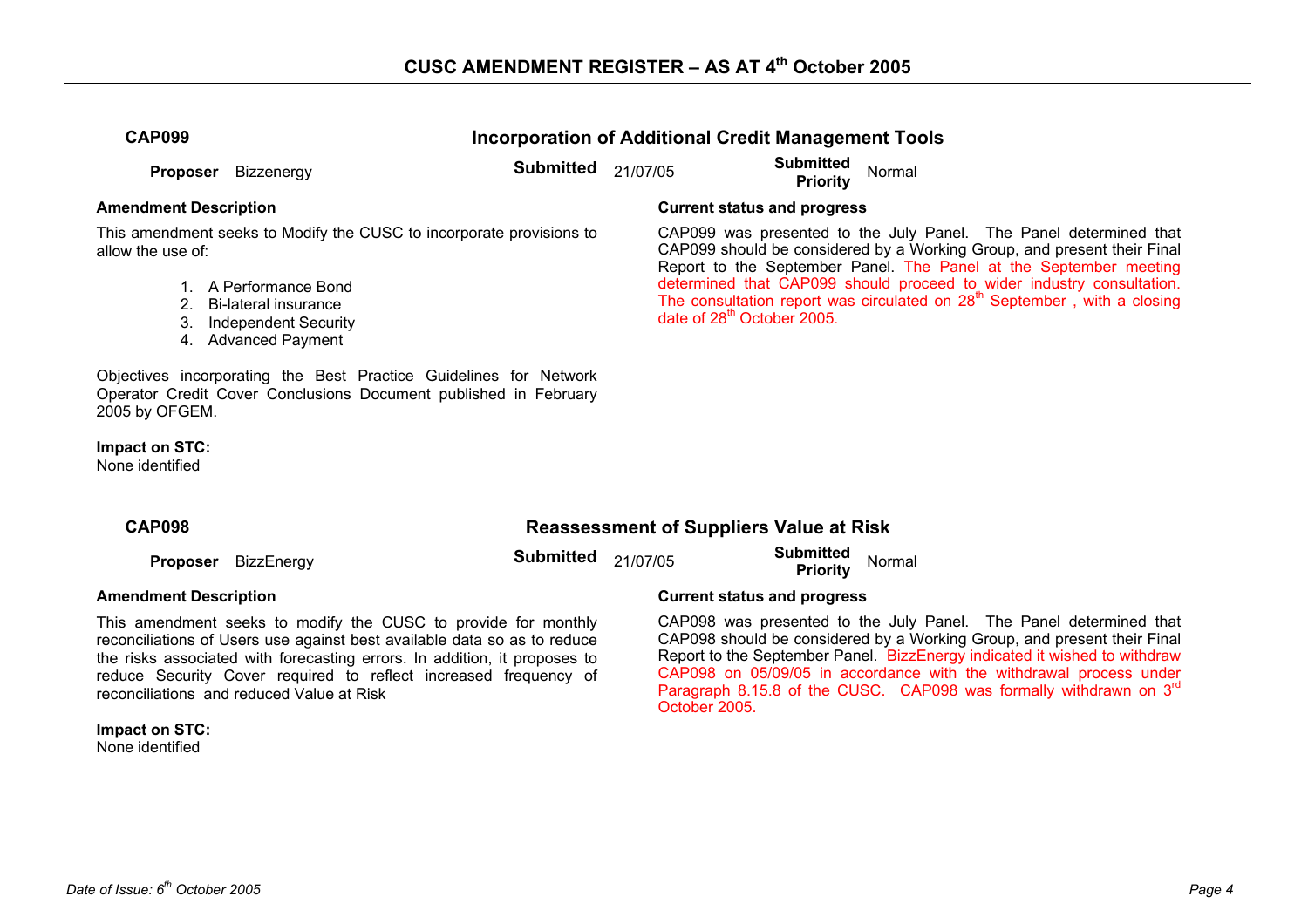# CUSC AMENDMENT REGISTER – AS AT 4th October 2005

## CAP099 — Incorporation of Additional Credit Management Tools

**Proposer** Bizzenergy **Submitted** 21/07/05 **Submitted Priority** Normal

**Amendment Description**

This amendment seeks to Modify the CUSC to incorporate provisions to allow the use of:

1. A Performance Bond
2. Bi-lateral insurance
3. Independent Security
4. Advanced Payment

Objectives incorporating the Best Practice Guidelines for Network Operator Credit Cover Conclusions Document published in February 2005 by OFGEM.

**Impact on STC:**
None identified

**Current status and progress**

CAP099 was presented to the July Panel. The Panel determined that CAP099 should be considered by a Working Group, and present their Final Report to the September Panel. The Panel at the September meeting determined that CAP099 should proceed to wider industry consultation. The consultation report was circulated on 28th September , with a closing date of 28th October 2005.

## CAP098 — Reassessment of Suppliers Value at Risk

**Proposer** BizzEnergy **Submitted** 21/07/05 **Submitted Priority** Normal

**Amendment Description**

This amendment seeks to modify the CUSC to provide for monthly reconciliations of Users use against best available data so as to reduce the risks associated with forecasting errors. In addition, it proposes to reduce Security Cover required to reflect increased frequency of reconciliations and reduced Value at Risk

**Impact on STC:**
None identified

**Current status and progress**

CAP098 was presented to the July Panel. The Panel determined that CAP098 should be considered by a Working Group, and present their Final Report to the September Panel. BizzEnergy indicated it wished to withdraw CAP098 on 05/09/05 in accordance with the withdrawal process under Paragraph 8.15.8 of the CUSC. CAP098 was formally withdrawn on 3rd October 2005.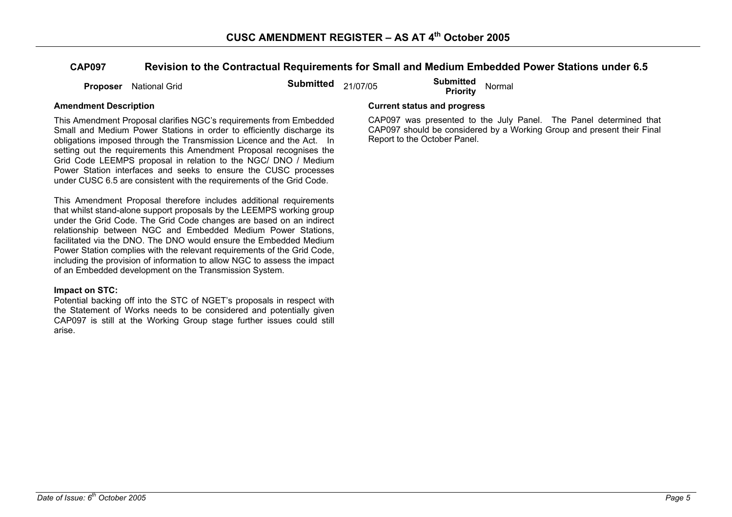# CUSC AMENDMENT REGISTER – AS AT 4th October 2005

## CAP097 Revision to the Contractual Requirements for Small and Medium Embedded Power Stations under 6.5

**Proposer** National Grid **Submitted** 21/07/05 **Submitted Priority** Normal

**Amendment Description**

This Amendment Proposal clarifies NGC's requirements from Embedded Small and Medium Power Stations in order to efficiently discharge its obligations imposed through the Transmission Licence and the Act. In setting out the requirements this Amendment Proposal recognises the Grid Code LEEMPS proposal in relation to the NGC/ DNO / Medium Power Station interfaces and seeks to ensure the CUSC processes under CUSC 6.5 are consistent with the requirements of the Grid Code.

This Amendment Proposal therefore includes additional requirements that whilst stand-alone support proposals by the LEEMPS working group under the Grid Code. The Grid Code changes are based on an indirect relationship between NGC and Embedded Medium Power Stations, facilitated via the DNO. The DNO would ensure the Embedded Medium Power Station complies with the relevant requirements of the Grid Code, including the provision of information to allow NGC to assess the impact of an Embedded development on the Transmission System.

**Impact on STC:**
Potential backing off into the STC of NGET's proposals in respect with the Statement of Works needs to be considered and potentially given CAP097 is still at the Working Group stage further issues could still arise.

**Current status and progress**

CAP097 was presented to the July Panel. The Panel determined that CAP097 should be considered by a Working Group and present their Final Report to the October Panel.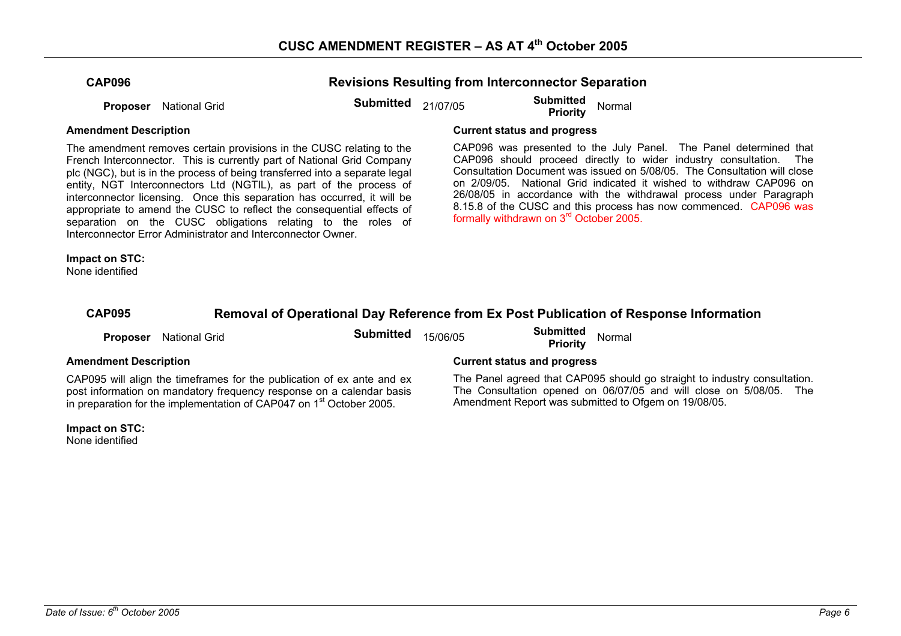# CUSC AMENDMENT REGISTER – AS AT 4th October 2005

## CAP096 — Revisions Resulting from Interconnector Separation

**Proposer** National Grid **Submitted** 21/07/05 **Submitted Priority** Normal

### Amendment Description

The amendment removes certain provisions in the CUSC relating to the French Interconnector. This is currently part of National Grid Company plc (NGC), but is in the process of being transferred into a separate legal entity, NGT Interconnectors Ltd (NGTIL), as part of the process of interconnector licensing. Once this separation has occurred, it will be appropriate to amend the CUSC to reflect the consequential effects of separation on the CUSC obligations relating to the roles of Interconnector Error Administrator and Interconnector Owner.

### Current status and progress

CAP096 was presented to the July Panel. The Panel determined that CAP096 should proceed directly to wider industry consultation. The Consultation Document was issued on 5/08/05. The Consultation will close on 2/09/05. National Grid indicated it wished to withdraw CAP096 on 26/08/05 in accordance with the withdrawal process under Paragraph 8.15.8 of the CUSC and this process has now commenced. CAP096 was formally withdrawn on 3rd October 2005.

**Impact on STC:**
None identified

## CAP095 — Removal of Operational Day Reference from Ex Post Publication of Response Information

**Proposer** National Grid **Submitted** 15/06/05 **Submitted Priority** Normal

### Amendment Description

CAP095 will align the timeframes for the publication of ex ante and ex post information on mandatory frequency response on a calendar basis in preparation for the implementation of CAP047 on 1st October 2005.

### Current status and progress

The Panel agreed that CAP095 should go straight to industry consultation. The Consultation opened on 06/07/05 and will close on 5/08/05. The Amendment Report was submitted to Ofgem on 19/08/05.

**Impact on STC:**
None identified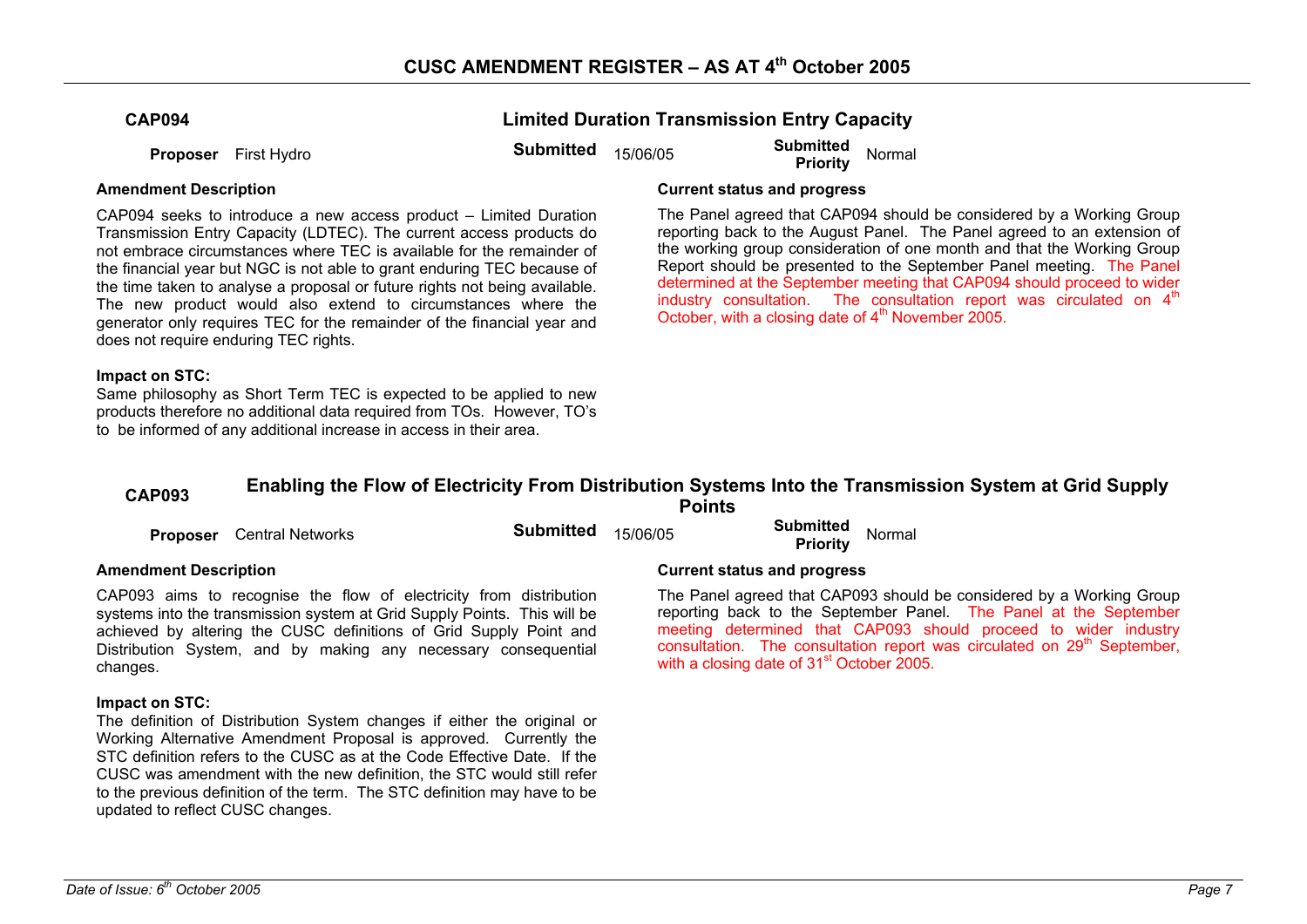# CUSC AMENDMENT REGISTER – AS AT 4th October 2005

## CAP094 — Limited Duration Transmission Entry Capacity

**Proposer** First Hydro | **Submitted** 15/06/05 | **Submitted Priority** Normal

**Amendment Description**

CAP094 seeks to introduce a new access product – Limited Duration Transmission Entry Capacity (LDTEC). The current access products do not embrace circumstances where TEC is available for the remainder of the financial year but NGC is not able to grant enduring TEC because of the time taken to analyse a proposal or future rights not being available. The new product would also extend to circumstances where the generator only requires TEC for the remainder of the financial year and does not require enduring TEC rights.

**Impact on STC:**

Same philosophy as Short Term TEC is expected to be applied to new products therefore no additional data required from TOs. However, TO's to be informed of any additional increase in access in their area.

**Current status and progress**

The Panel agreed that CAP094 should be considered by a Working Group reporting back to the August Panel. The Panel agreed to an extension of the working group consideration of one month and that the Working Group Report should be presented to the September Panel meeting. The Panel determined at the September meeting that CAP094 should proceed to wider industry consultation. The consultation report was circulated on 4th October, with a closing date of 4th November 2005.

## CAP093 — Enabling the Flow of Electricity From Distribution Systems Into the Transmission System at Grid Supply Points

**Proposer** Central Networks | **Submitted** 15/06/05 | **Submitted Priority** Normal

**Amendment Description**

CAP093 aims to recognise the flow of electricity from distribution systems into the transmission system at Grid Supply Points. This will be achieved by altering the CUSC definitions of Grid Supply Point and Distribution System, and by making any necessary consequential changes.

**Impact on STC:**

The definition of Distribution System changes if either the original or Working Alternative Amendment Proposal is approved. Currently the STC definition refers to the CUSC as at the Code Effective Date. If the CUSC was amendment with the new definition, the STC would still refer to the previous definition of the term. The STC definition may have to be updated to reflect CUSC changes.

**Current status and progress**

The Panel agreed that CAP093 should be considered by a Working Group reporting back to the September Panel. The Panel at the September meeting determined that CAP093 should proceed to wider industry consultation. The consultation report was circulated on 29th September, with a closing date of 31st October 2005.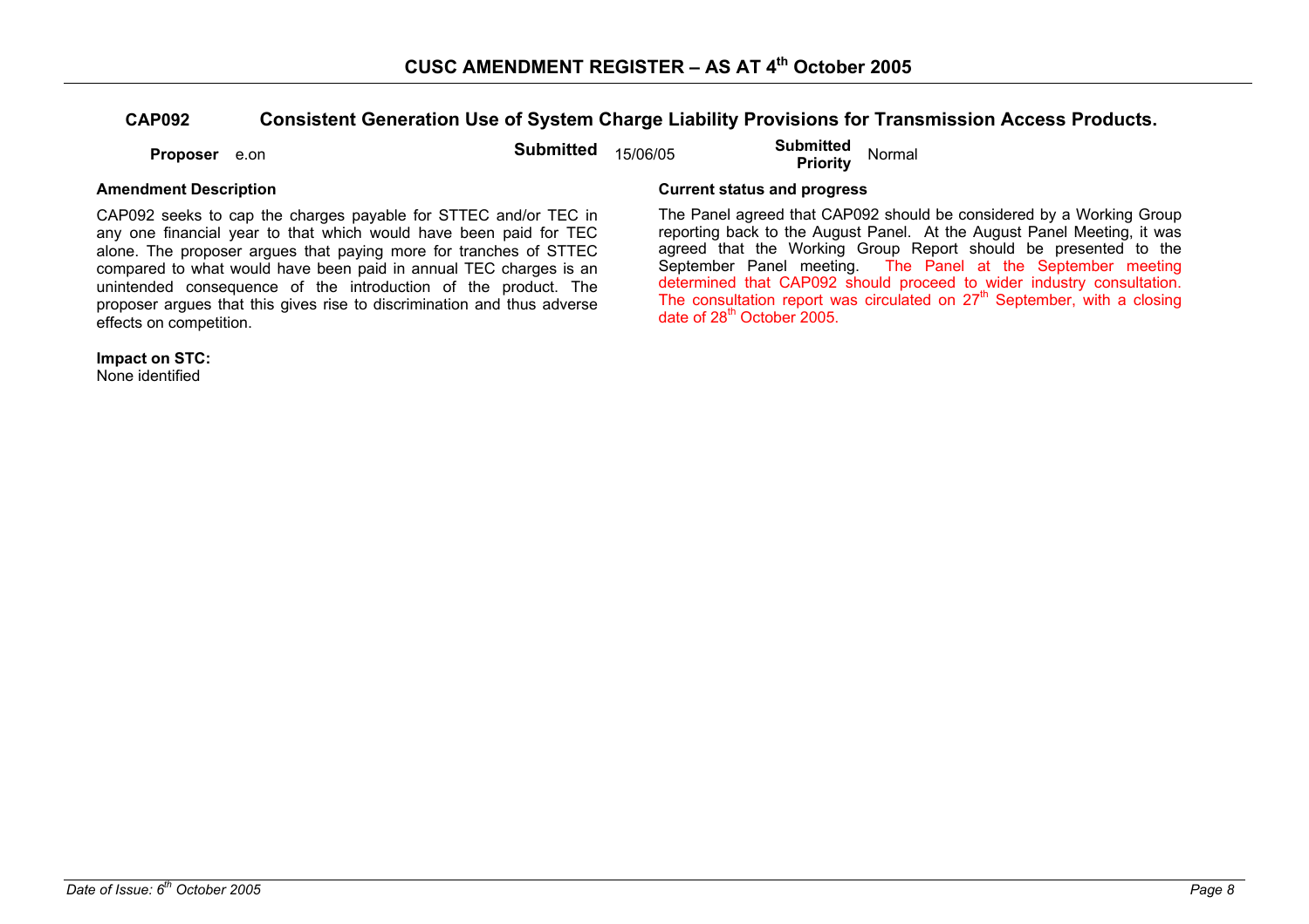# CUSC AMENDMENT REGISTER – AS AT 4th October 2005

## CAP092 Consistent Generation Use of System Charge Liability Provisions for Transmission Access Products.

**Proposer** e.on **Submitted** 15/06/05 **Submitted Priority** Normal

**Amendment Description**

CAP092 seeks to cap the charges payable for STTEC and/or TEC in any one financial year to that which would have been paid for TEC alone. The proposer argues that paying more for tranches of STTEC compared to what would have been paid in annual TEC charges is an unintended consequence of the introduction of the product. The proposer argues that this gives rise to discrimination and thus adverse effects on competition.

**Impact on STC:**
None identified

**Current status and progress**

The Panel agreed that CAP092 should be considered by a Working Group reporting back to the August Panel. At the August Panel Meeting, it was agreed that the Working Group Report should be presented to the September Panel meeting. The Panel at the September meeting determined that CAP092 should proceed to wider industry consultation. The consultation report was circulated on 27th September, with a closing date of 28th October 2005.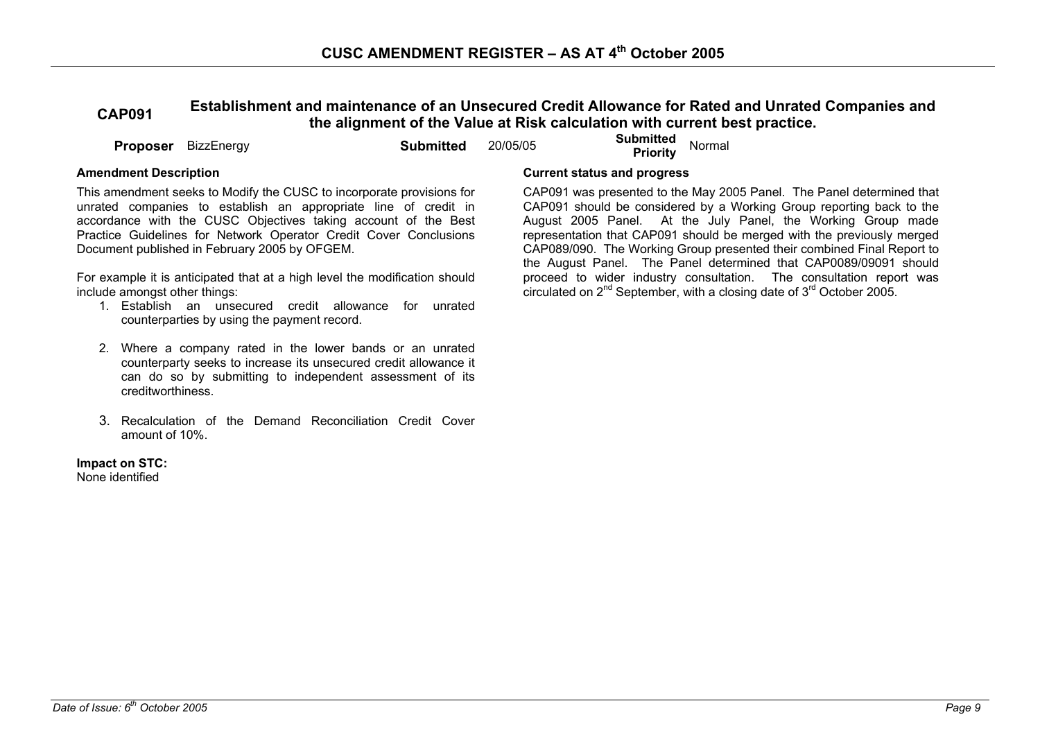# CUSC AMENDMENT REGISTER – AS AT 4th October 2005

## CAP091 Establishment and maintenance of an Unsecured Credit Allowance for Rated and Unrated Companies and the alignment of the Value at Risk calculation with current best practice.

**Proposer** BizzEnergy **Submitted** 20/05/05 **Submitted Priority** Normal

**Amendment Description**

This amendment seeks to Modify the CUSC to incorporate provisions for unrated companies to establish an appropriate line of credit in accordance with the CUSC Objectives taking account of the Best Practice Guidelines for Network Operator Credit Cover Conclusions Document published in February 2005 by OFGEM.

For example it is anticipated that at a high level the modification should include amongst other things:

1. Establish an unsecured credit allowance for unrated counterparties by using the payment record.
2. Where a company rated in the lower bands or an unrated counterparty seeks to increase its unsecured credit allowance it can do so by submitting to independent assessment of its creditworthiness.
3. Recalculation of the Demand Reconciliation Credit Cover amount of 10%.

**Impact on STC:**
None identified

**Current status and progress**

CAP091 was presented to the May 2005 Panel. The Panel determined that CAP091 should be considered by a Working Group reporting back to the August 2005 Panel. At the July Panel, the Working Group made representation that CAP091 should be merged with the previously merged CAP089/090. The Working Group presented their combined Final Report to the August Panel. The Panel determined that CAP0089/09091 should proceed to wider industry consultation. The consultation report was circulated on 2nd September, with a closing date of 3rd October 2005.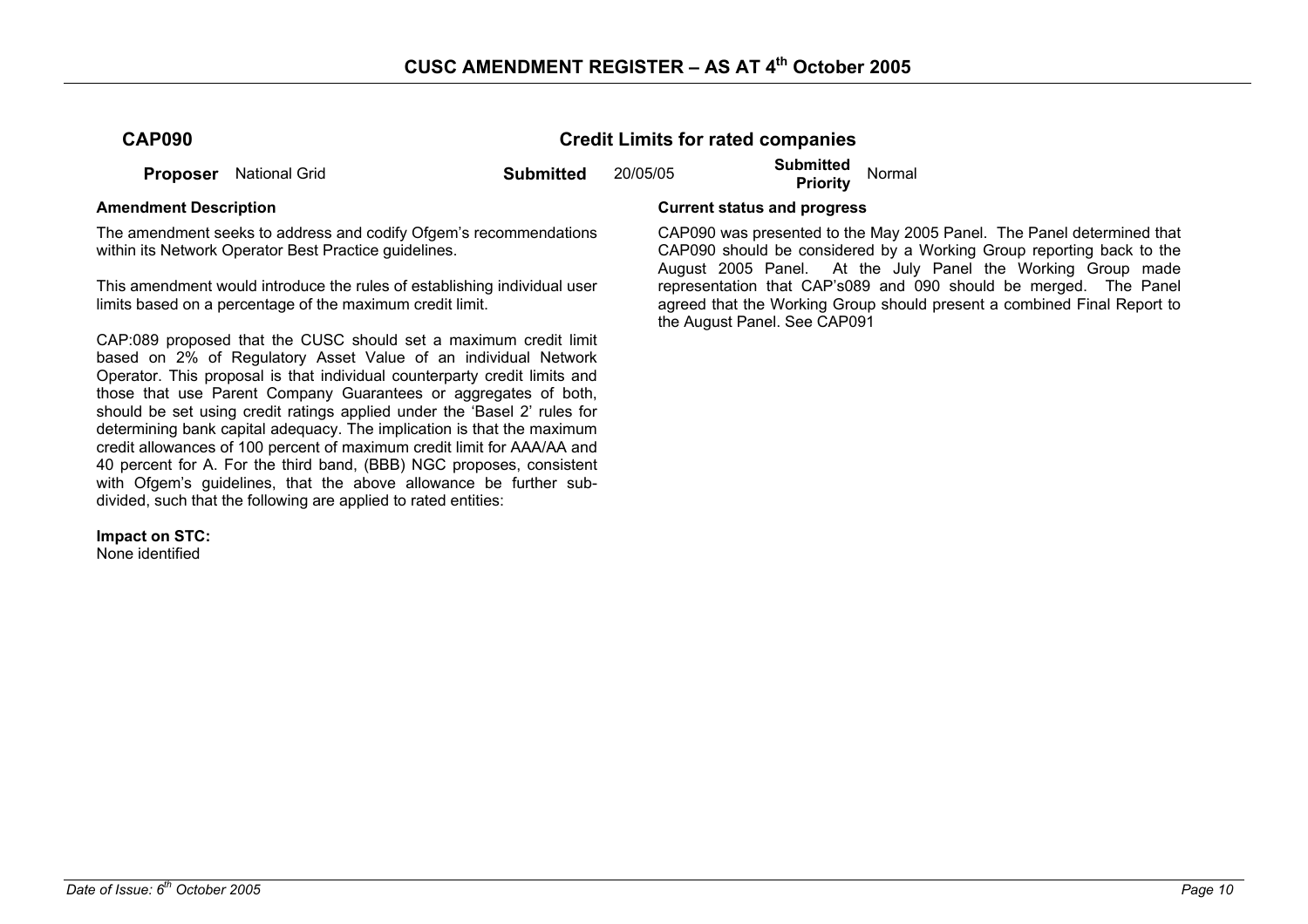## CAP090 — Credit Limits for rated companies

**Proposer** National Grid **Submitted** 20/05/05 **Submitted Priority** Normal

**Amendment Description**

The amendment seeks to address and codify Ofgem's recommendations within its Network Operator Best Practice guidelines.

This amendment would introduce the rules of establishing individual user limits based on a percentage of the maximum credit limit.

CAP:089 proposed that the CUSC should set a maximum credit limit based on 2% of Regulatory Asset Value of an individual Network Operator. This proposal is that individual counterparty credit limits and those that use Parent Company Guarantees or aggregates of both, should be set using credit ratings applied under the 'Basel 2' rules for determining bank capital adequacy. The implication is that the maximum credit allowances of 100 percent of maximum credit limit for AAA/AA and 40 percent for A. For the third band, (BBB) NGC proposes, consistent with Ofgem's guidelines, that the above allowance be further sub-divided, such that the following are applied to rated entities:

**Impact on STC:**
None identified

**Current status and progress**

CAP090 was presented to the May 2005 Panel. The Panel determined that CAP090 should be considered by a Working Group reporting back to the August 2005 Panel. At the July Panel the Working Group made representation that CAP's089 and 090 should be merged. The Panel agreed that the Working Group should present a combined Final Report to the August Panel. See CAP091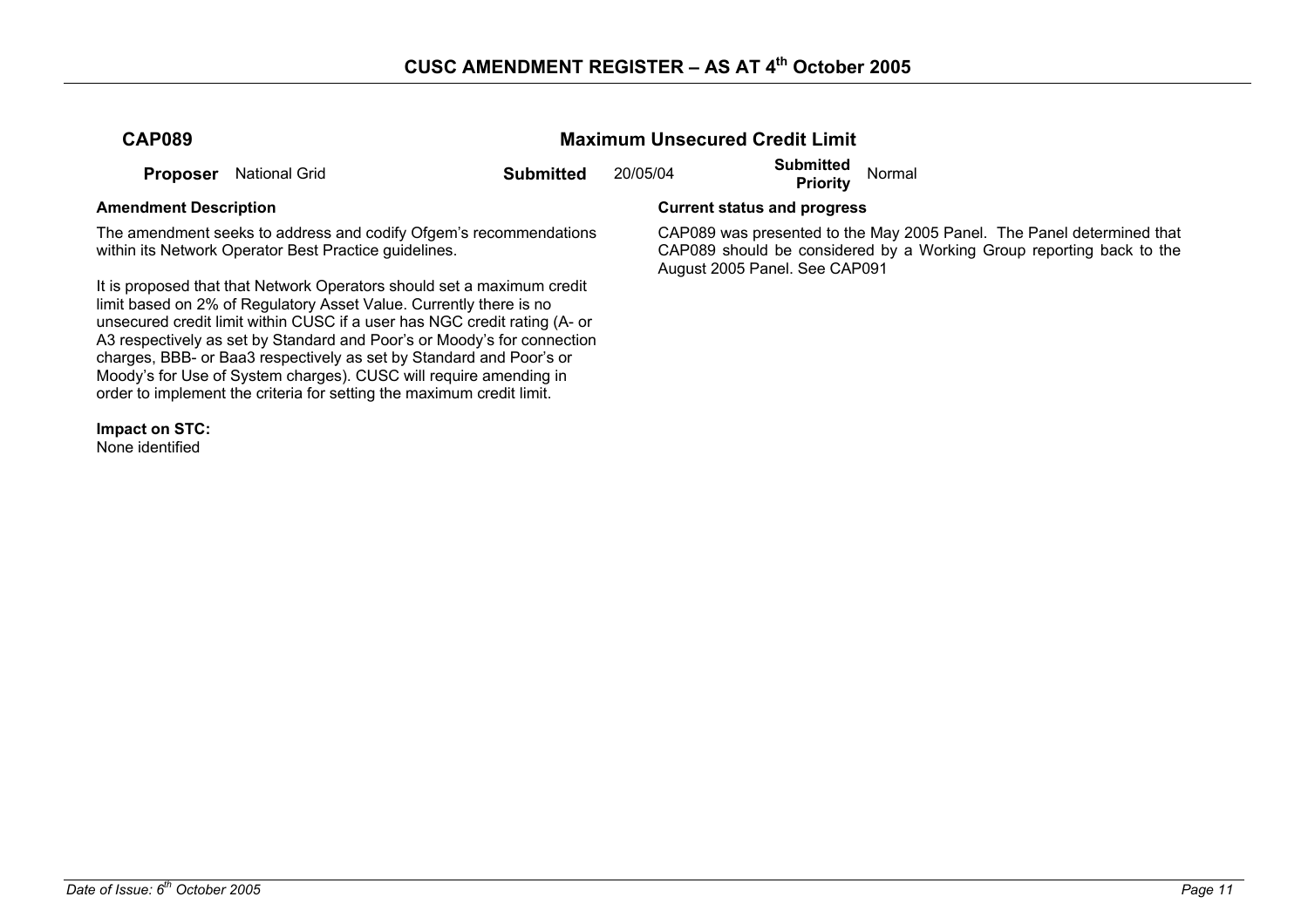## CAP089 — Maximum Unsecured Credit Limit

**Proposer** National Grid **Submitted** 20/05/04 **Submitted Priority** Normal

**Amendment Description**

The amendment seeks to address and codify Ofgem's recommendations within its Network Operator Best Practice guidelines.

It is proposed that that Network Operators should set a maximum credit limit based on 2% of Regulatory Asset Value. Currently there is no unsecured credit limit within CUSC if a user has NGC credit rating (A- or A3 respectively as set by Standard and Poor's or Moody's for connection charges, BBB- or Baa3 respectively as set by Standard and Poor's or Moody's for Use of System charges). CUSC will require amending in order to implement the criteria for setting the maximum credit limit.

**Impact on STC:**
None identified

**Current status and progress**

CAP089 was presented to the May 2005 Panel. The Panel determined that CAP089 should be considered by a Working Group reporting back to the August 2005 Panel. See CAP091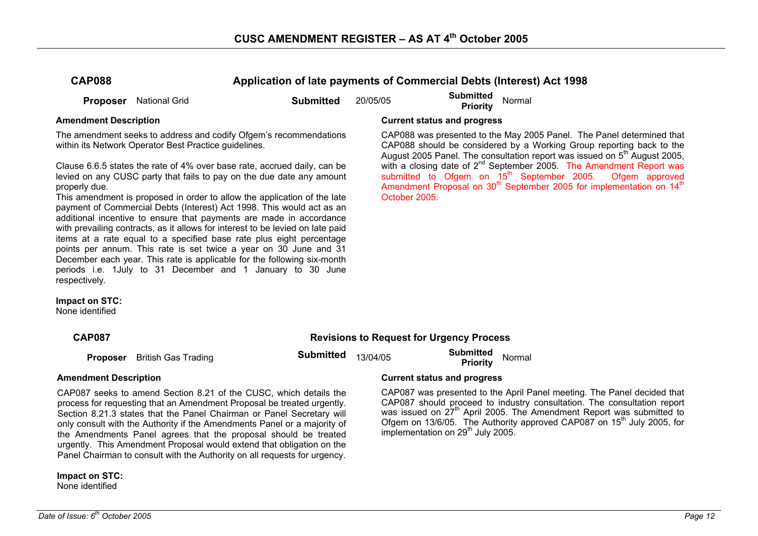# CUSC AMENDMENT REGISTER – AS AT 4th October 2005

## CAP088 — Application of late payments of Commercial Debts (Interest) Act 1998

**Proposer** National Grid **Submitted** 20/05/05 **Submitted Priority** Normal

**Amendment Description**

The amendment seeks to address and codify Ofgem's recommendations within its Network Operator Best Practice guidelines.

Clause 6.6.5 states the rate of 4% over base rate, accrued daily, can be levied on any CUSC party that fails to pay on the due date any amount properly due.

This amendment is proposed in order to allow the application of the late payment of Commercial Debts (Interest) Act 1998. This would act as an additional incentive to ensure that payments are made in accordance with prevailing contracts, as it allows for interest to be levied on late paid items at a rate equal to a specified base rate plus eight percentage points per annum. This rate is set twice a year on 30 June and 31 December each year. This rate is applicable for the following six-month periods i.e. 1July to 31 December and 1 January to 30 June respectively.

**Impact on STC:**
None identified

**Current status and progress**

CAP088 was presented to the May 2005 Panel. The Panel determined that CAP088 should be considered by a Working Group reporting back to the August 2005 Panel. The consultation report was issued on 5th August 2005, with a closing date of 2nd September 2005. The Amendment Report was submitted to Ofgem on 15th September 2005. Ofgem approved Amendment Proposal on 30th September 2005 for implementation on 14th October 2005.

## CAP087 — Revisions to Request for Urgency Process

**Proposer** British Gas Trading **Submitted** 13/04/05 **Submitted Priority** Normal

**Amendment Description**

CAP087 seeks to amend Section 8.21 of the CUSC, which details the process for requesting that an Amendment Proposal be treated urgently. Section 8.21.3 states that the Panel Chairman or Panel Secretary will only consult with the Authority if the Amendments Panel or a majority of the Amendments Panel agrees that the proposal should be treated urgently. This Amendment Proposal would extend that obligation on the Panel Chairman to consult with the Authority on all requests for urgency.

**Impact on STC:**
None identified

**Current status and progress**

CAP087 was presented to the April Panel meeting. The Panel decided that CAP087 should proceed to industry consultation. The consultation report was issued on 27th April 2005. The Amendment Report was submitted to Ofgem on 13/6/05. The Authority approved CAP087 on 15th July 2005, for implementation on 29th July 2005.

*Date of Issue: 6th October 2005*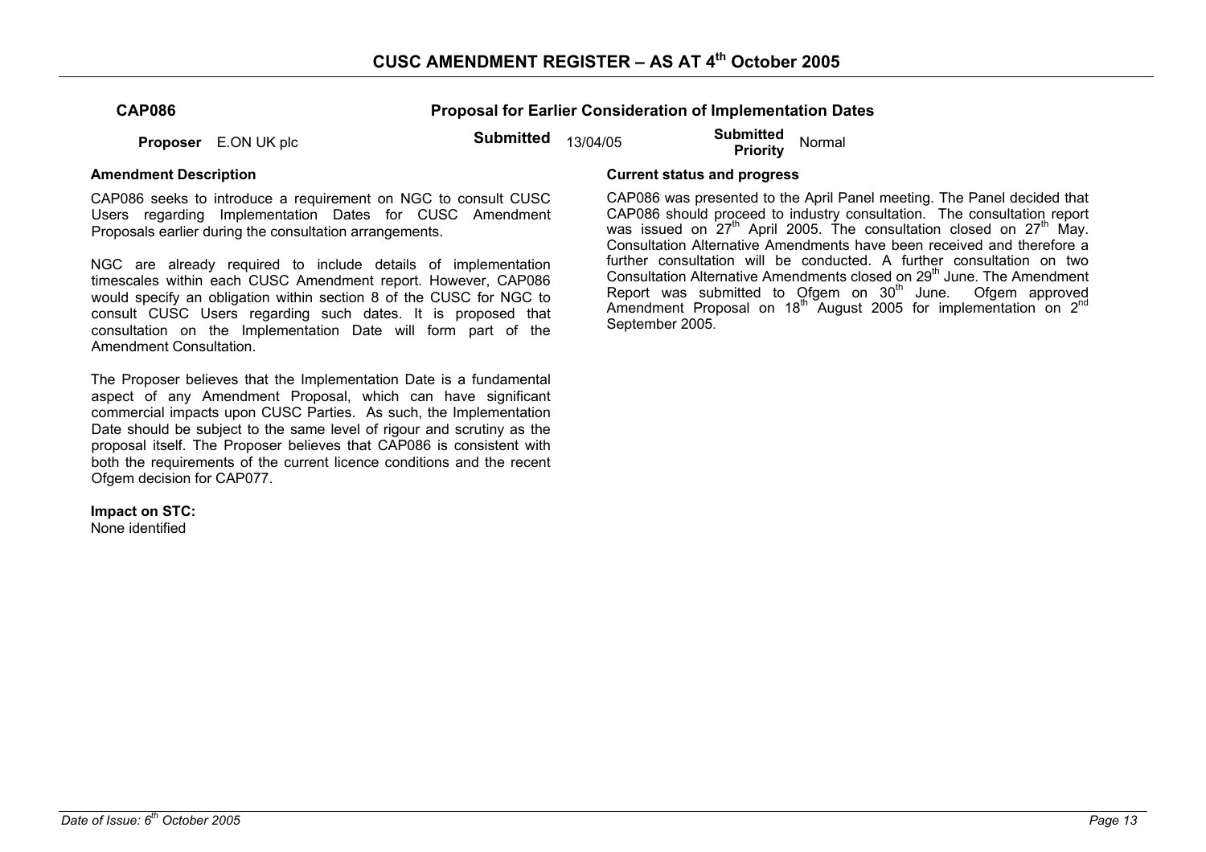# CUSC AMENDMENT REGISTER – AS AT 4th October 2005

## CAP086 — Proposal for Earlier Consideration of Implementation Dates

**Proposer** E.ON UK plc **Submitted** 13/04/05 **Submitted Priority** Normal

### Amendment Description

CAP086 seeks to introduce a requirement on NGC to consult CUSC Users regarding Implementation Dates for CUSC Amendment Proposals earlier during the consultation arrangements.

NGC are already required to include details of implementation timescales within each CUSC Amendment report. However, CAP086 would specify an obligation within section 8 of the CUSC for NGC to consult CUSC Users regarding such dates. It is proposed that consultation on the Implementation Date will form part of the Amendment Consultation.

The Proposer believes that the Implementation Date is a fundamental aspect of any Amendment Proposal, which can have significant commercial impacts upon CUSC Parties. As such, the Implementation Date should be subject to the same level of rigour and scrutiny as the proposal itself. The Proposer believes that CAP086 is consistent with both the requirements of the current licence conditions and the recent Ofgem decision for CAP077.

**Impact on STC:**
None identified

### Current status and progress

CAP086 was presented to the April Panel meeting. The Panel decided that CAP086 should proceed to industry consultation. The consultation report was issued on 27th April 2005. The consultation closed on 27th May. Consultation Alternative Amendments have been received and therefore a further consultation will be conducted. A further consultation on two Consultation Alternative Amendments closed on 29th June. The Amendment Report was submitted to Ofgem on 30th June. Ofgem approved Amendment Proposal on 18th August 2005 for implementation on 2nd September 2005.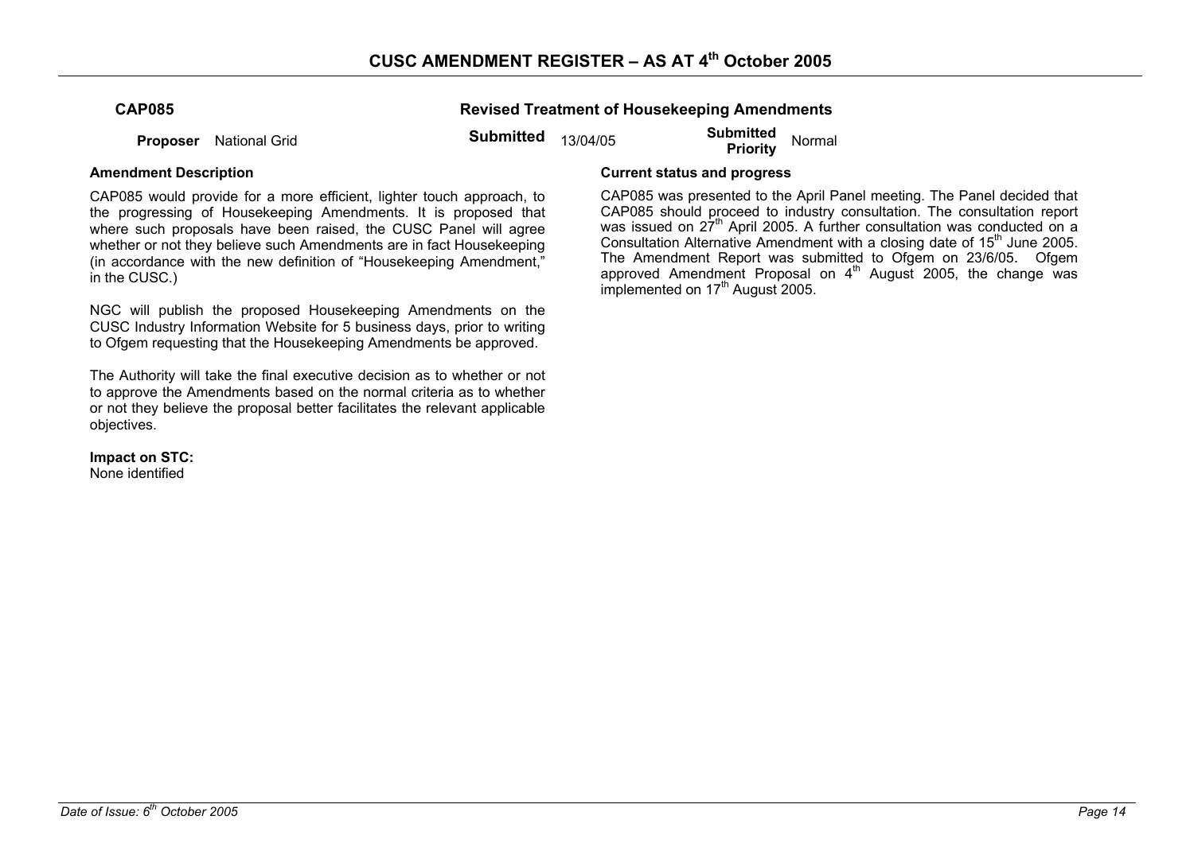# CUSC AMENDMENT REGISTER – AS AT 4th October 2005

## CAP085 — Revised Treatment of Housekeeping Amendments

**Proposer** National Grid | **Submitted** 13/04/05 | **Submitted Priority** Normal

### Amendment Description

CAP085 would provide for a more efficient, lighter touch approach, to the progressing of Housekeeping Amendments. It is proposed that where such proposals have been raised, the CUSC Panel will agree whether or not they believe such Amendments are in fact Housekeeping (in accordance with the new definition of "Housekeeping Amendment," in the CUSC.)

NGC will publish the proposed Housekeeping Amendments on the CUSC Industry Information Website for 5 business days, prior to writing to Ofgem requesting that the Housekeeping Amendments be approved.

The Authority will take the final executive decision as to whether or not to approve the Amendments based on the normal criteria as to whether or not they believe the proposal better facilitates the relevant applicable objectives.

**Impact on STC:**
None identified

### Current status and progress

CAP085 was presented to the April Panel meeting. The Panel decided that CAP085 should proceed to industry consultation. The consultation report was issued on 27th April 2005. A further consultation was conducted on a Consultation Alternative Amendment with a closing date of 15th June 2005. The Amendment Report was submitted to Ofgem on 23/6/05. Ofgem approved Amendment Proposal on 4th August 2005, the change was implemented on 17th August 2005.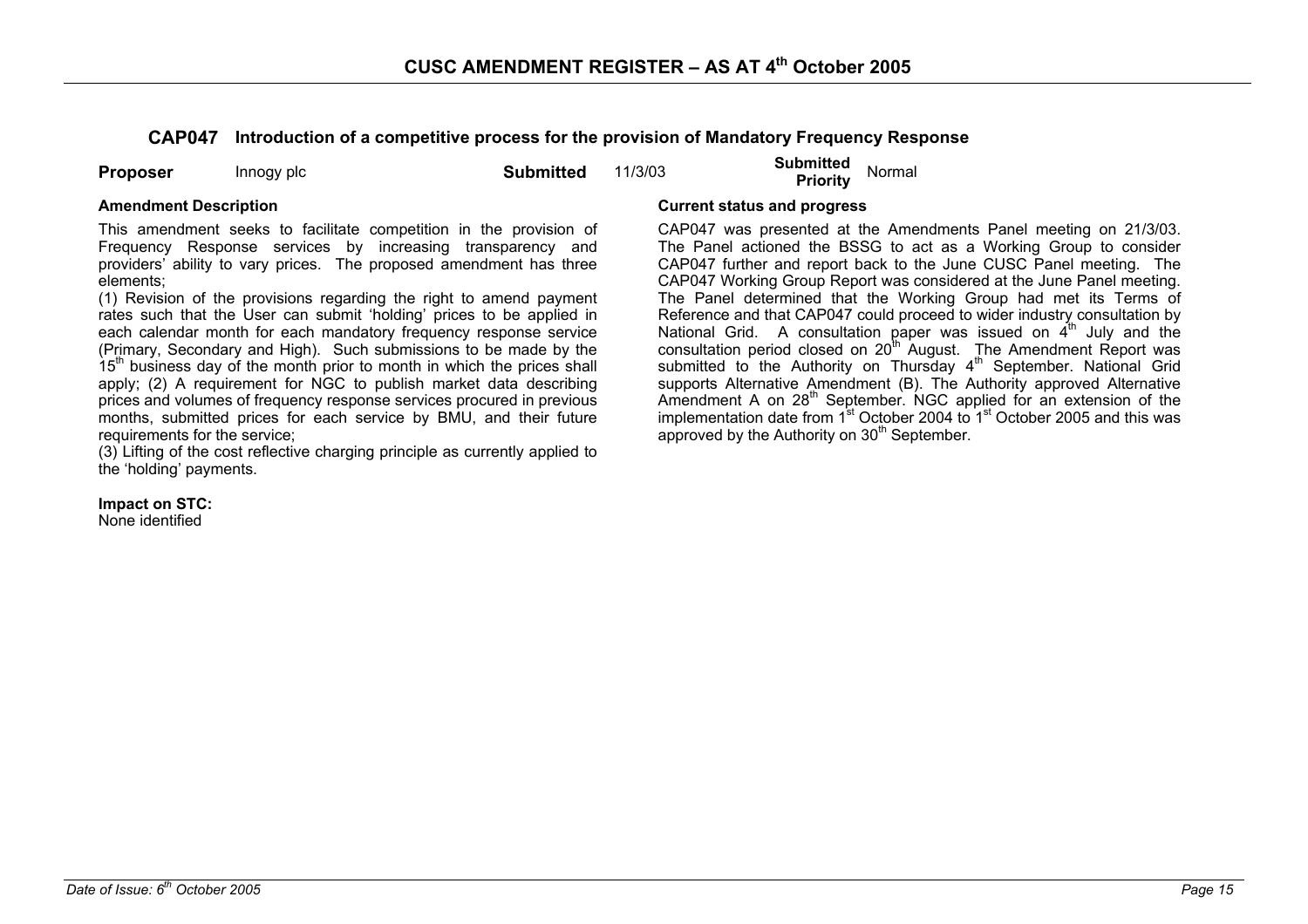# CUSC AMENDMENT REGISTER – AS AT 4th October 2005

## CAP047 Introduction of a competitive process for the provision of Mandatory Frequency Response

**Proposer** Innogy plc **Submitted** 11/3/03 **Submitted Priority** Normal

**Amendment Description**

This amendment seeks to facilitate competition in the provision of Frequency Response services by increasing transparency and providers' ability to vary prices. The proposed amendment has three elements;

(1) Revision of the provisions regarding the right to amend payment rates such that the User can submit 'holding' prices to be applied in each calendar month for each mandatory frequency response service (Primary, Secondary and High). Such submissions to be made by the 15th business day of the month prior to month in which the prices shall apply; (2) A requirement for NGC to publish market data describing prices and volumes of frequency response services procured in previous months, submitted prices for each service by BMU, and their future requirements for the service;

(3) Lifting of the cost reflective charging principle as currently applied to the 'holding' payments.

**Impact on STC:**
None identified

**Current status and progress**

CAP047 was presented at the Amendments Panel meeting on 21/3/03. The Panel actioned the BSSG to act as a Working Group to consider CAP047 further and report back to the June CUSC Panel meeting. The CAP047 Working Group Report was considered at the June Panel meeting. The Panel determined that the Working Group had met its Terms of Reference and that CAP047 could proceed to wider industry consultation by National Grid. A consultation paper was issued on 4th July and the consultation period closed on 20th August. The Amendment Report was submitted to the Authority on Thursday 4th September. National Grid supports Alternative Amendment (B). The Authority approved Alternative Amendment A on 28th September. NGC applied for an extension of the implementation date from 1st October 2004 to 1st October 2005 and this was approved by the Authority on 30th September.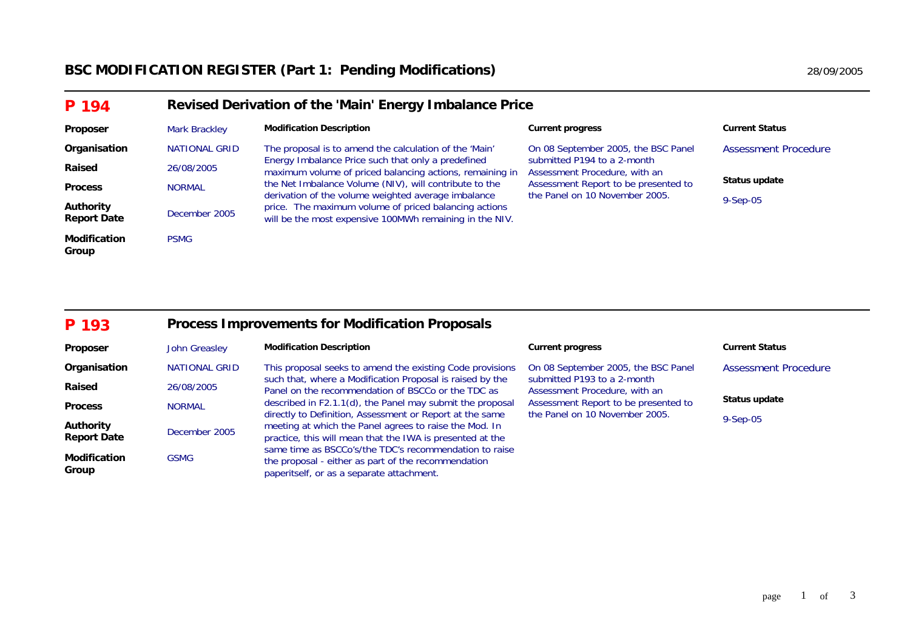# BSC MODIFICATION REGISTER (Part 1: Pending Modifications)

28/09/2005

## P 194 Revised Derivation of the 'Main' Energy Imbalance Price

| | | Modification Description | Current progress | Current Status |
|---|---|---|---|---|
| **Proposer** | Mark Brackley | The proposal is to amend the calculation of the 'Main' Energy Imbalance Price such that only a predefined maximum volume of priced balancing actions, remaining in the Net Imbalance Volume (NIV), will contribute to the derivation of the volume weighted average imbalance price. The maximum volume of priced balancing actions will be the most expensive 100MWh remaining in the NIV. | On 08 September 2005, the BSC Panel submitted P194 to a 2-month Assessment Procedure, with an Assessment Report to be presented to the Panel on 10 November 2005. | Assessment Procedure |
| **Organisation** | NATIONAL GRID | | | **Status update** |
| **Raised** | 26/08/2005 | | | 9-Sep-05 |
| **Process** | NORMAL | | | |
| **Authority Report Date** | December 2005 | | | |
| **Modification Group** | PSMG | | | |

## P 193 Process Improvements for Modification Proposals

| | | Modification Description | Current progress | Current Status |
|---|---|---|---|---|
| **Proposer** | John Greasley | This proposal seeks to amend the existing Code provisions such that, where a Modification Proposal is raised by the Panel on the recommendation of BSCCo or the TDC as described in F2.1.1(d), the Panel may submit the proposal directly to Definition, Assessment or Report at the same meeting at which the Panel agrees to raise the Mod. In practice, this will mean that the IWA is presented at the same time as BSCCo's/the TDC's recommendation to raise the proposal - either as part of the recommendation paperitself, or as a separate attachment. | On 08 September 2005, the BSC Panel submitted P193 to a 2-month Assessment Procedure, with an Assessment Report to be presented to the Panel on 10 November 2005. | Assessment Procedure |
| **Organisation** | NATIONAL GRID | | | **Status update** |
| **Raised** | 26/08/2005 | | | 9-Sep-05 |
| **Process** | NORMAL | | | |
| **Authority Report Date** | December 2005 | | | |
| **Modification Group** | GSMG | | | |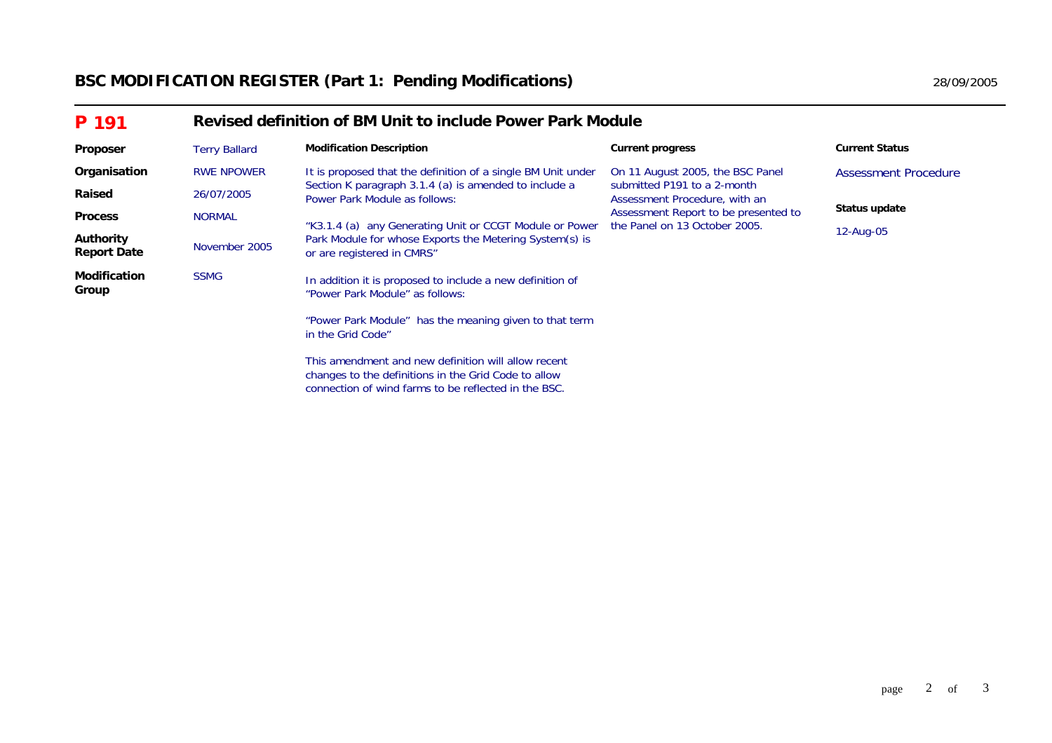# BSC MODIFICATION REGISTER (Part 1: Pending Modifications)

28/09/2005

## P 191 Revised definition of BM Unit to include Power Park Module

| | | Modification Description | Current progress | Current Status |
|---|---|---|---|---|
| **Proposer** | Terry Ballard | It is proposed that the definition of a single BM Unit under Section K paragraph 3.1.4 (a) is amended to include a Power Park Module as follows: | On 11 August 2005, the BSC Panel submitted P191 to a 2-month Assessment Procedure, with an Assessment Report to be presented to the Panel on 13 October 2005. | Assessment Procedure |
| **Organisation** | RWE NPOWER | "K3.1.4 (a) any Generating Unit or CCGT Module or Power Park Module for whose Exports the Metering System(s) is or are registered in CMRS" | | **Status update** |
| **Raised** | 26/07/2005 | In addition it is proposed to include a new definition of "Power Park Module" as follows: | | 12-Aug-05 |
| **Process** | NORMAL | "Power Park Module" has the meaning given to that term in the Grid Code" | | |
| **Authority Report Date** | November 2005 | This amendment and new definition will allow recent changes to the definitions in the Grid Code to allow connection of wind farms to be reflected in the BSC. | | |
| **Modification Group** | SSMG | | | |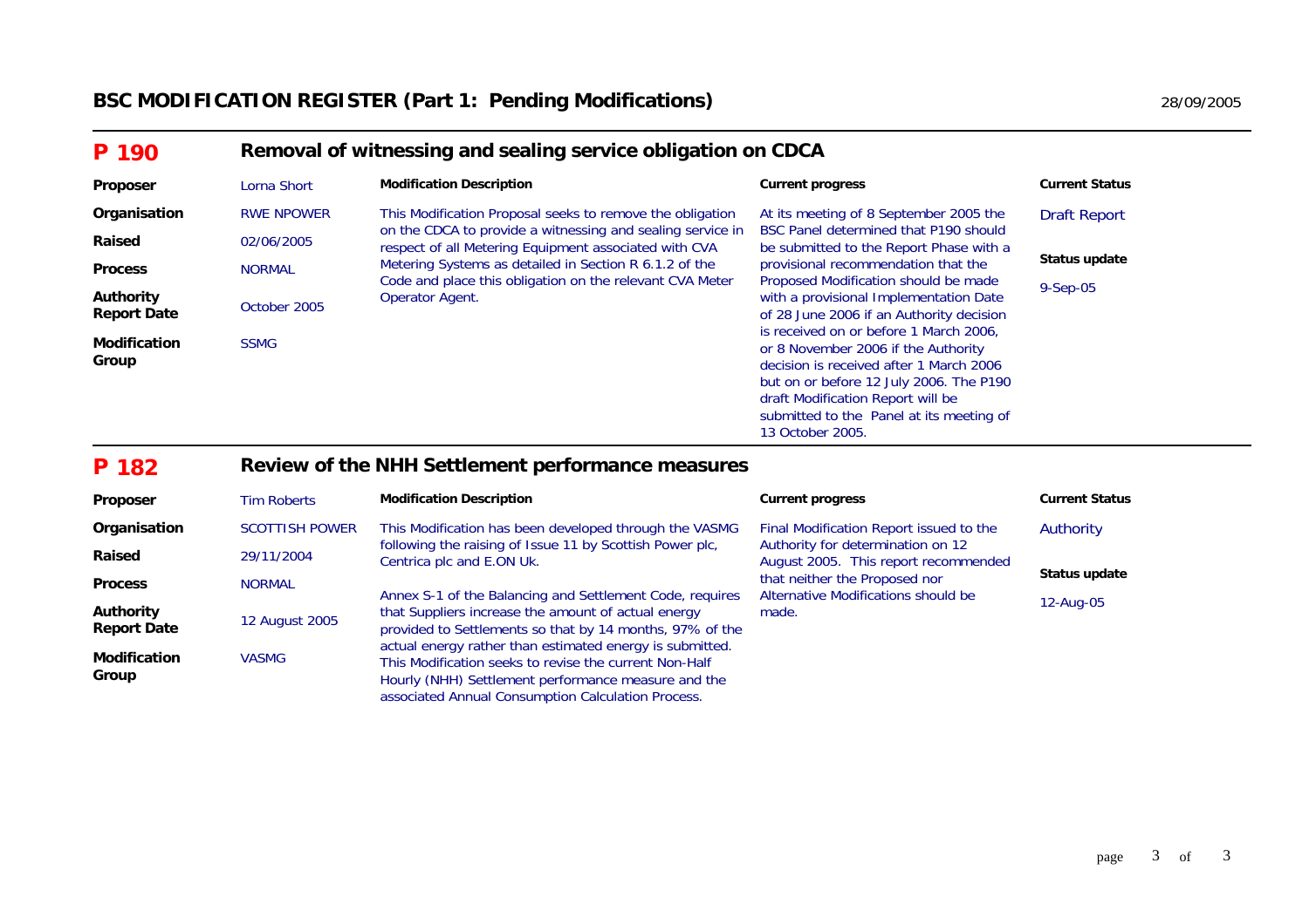## BSC MODIFICATION REGISTER (Part 1: Pending Modifications)

28/09/2005

### P 190 — Removal of witnessing and sealing service obligation on CDCA

| | | Modification Description | Current progress | Current Status |
|---|---|---|---|---|
| **Proposer** | Lorna Short | This Modification Proposal seeks to remove the obligation on the CDCA to provide a witnessing and sealing service in respect of all Metering Equipment associated with CVA Metering Systems as detailed in Section R 6.1.2 of the Code and place this obligation on the relevant CVA Meter Operator Agent. | At its meeting of 8 September 2005 the BSC Panel determined that P190 should be submitted to the Report Phase with a provisional recommendation that the Proposed Modification should be made with a provisional Implementation Date of 28 June 2006 if an Authority decision is received on or before 1 March 2006, or 8 November 2006 if the Authority decision is received after 1 March 2006 but on or before 12 July 2006. The P190 draft Modification Report will be submitted to the Panel at its meeting of 13 October 2005. | Draft Report |
| **Organisation** | RWE NPOWER | | | **Status update** |
| **Raised** | 02/06/2005 | | | 9-Sep-05 |
| **Process** | NORMAL | | | |
| **Authority Report Date** | October 2005 | | | |
| **Modification Group** | SSMG | | | |

### P 182 — Review of the NHH Settlement performance measures

| | | Modification Description | Current progress | Current Status |
|---|---|---|---|---|
| **Proposer** | Tim Roberts | This Modification has been developed through the VASMG following the raising of Issue 11 by Scottish Power plc, Centrica plc and E.ON Uk.<br><br>Annex S-1 of the Balancing and Settlement Code, requires that Suppliers increase the amount of actual energy provided to Settlements so that by 14 months, 97% of the actual energy rather than estimated energy is submitted. This Modification seeks to revise the current Non-Half Hourly (NHH) Settlement performance measure and the associated Annual Consumption Calculation Process. | Final Modification Report issued to the Authority for determination on 12 August 2005. This report recommended that neither the Proposed nor Alternative Modifications should be made. | Authority |
| **Organisation** | SCOTTISH POWER | | | **Status update** |
| **Raised** | 29/11/2004 | | | 12-Aug-05 |
| **Process** | NORMAL | | | |
| **Authority Report Date** | 12 August 2005 | | | |
| **Modification Group** | VASMG | | | |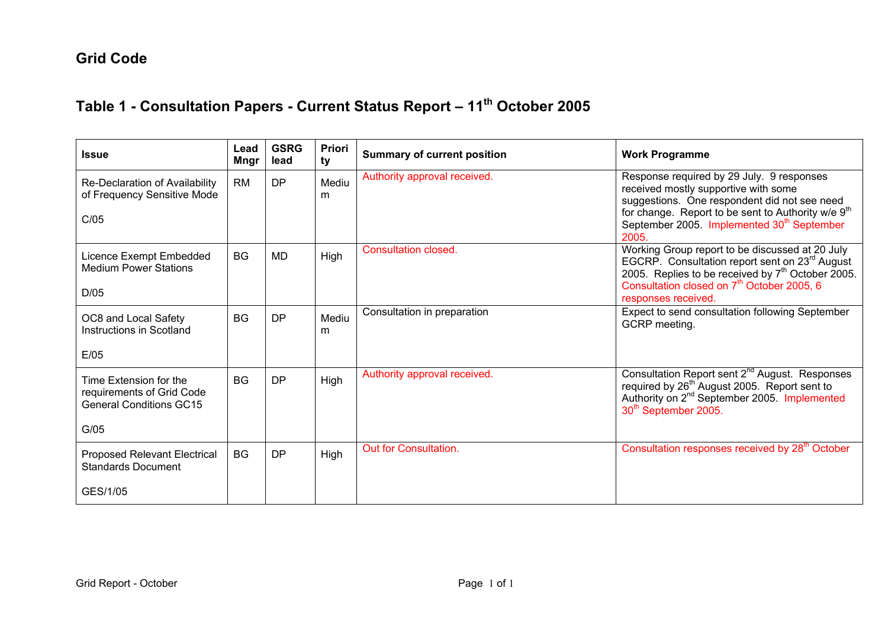# Grid Code

## Table 1 - Consultation Papers - Current Status Report – 11th October 2005

| Issue | Lead Mngr | GSRG lead | Priority | Summary of current position | Work Programme |
|---|---|---|---|---|---|
| Re-Declaration of Availability of Frequency Sensitive Mode<br><br>C/05 | RM | DP | Medium | Authority approval received. | Response required by 29 July. 9 responses received mostly supportive with some suggestions. One respondent did not see need for change. Report to be sent to Authority w/e 9th September 2005. Implemented 30th September 2005. |
| Licence Exempt Embedded Medium Power Stations<br><br>D/05 | BG | MD | High | Consultation closed. | Working Group report to be discussed at 20 July EGCRP. Consultation report sent on 23rd August 2005. Replies to be received by 7th October 2005. Consultation closed on 7th October 2005, 6 responses received. |
| OC8 and Local Safety Instructions in Scotland<br><br>E/05 | BG | DP | Medium | Consultation in preparation | Expect to send consultation following September GCRP meeting. |
| Time Extension for the requirements of Grid Code General Conditions GC15<br><br>G/05 | BG | DP | High | Authority approval received. | Consultation Report sent 2nd August. Responses required by 26th August 2005. Report sent to Authority on 2nd September 2005. Implemented 30th September 2005. |
| Proposed Relevant Electrical Standards Document<br><br>GES/1/05 | BG | DP | High | Out for Consultation. | Consultation responses received by 28th October |